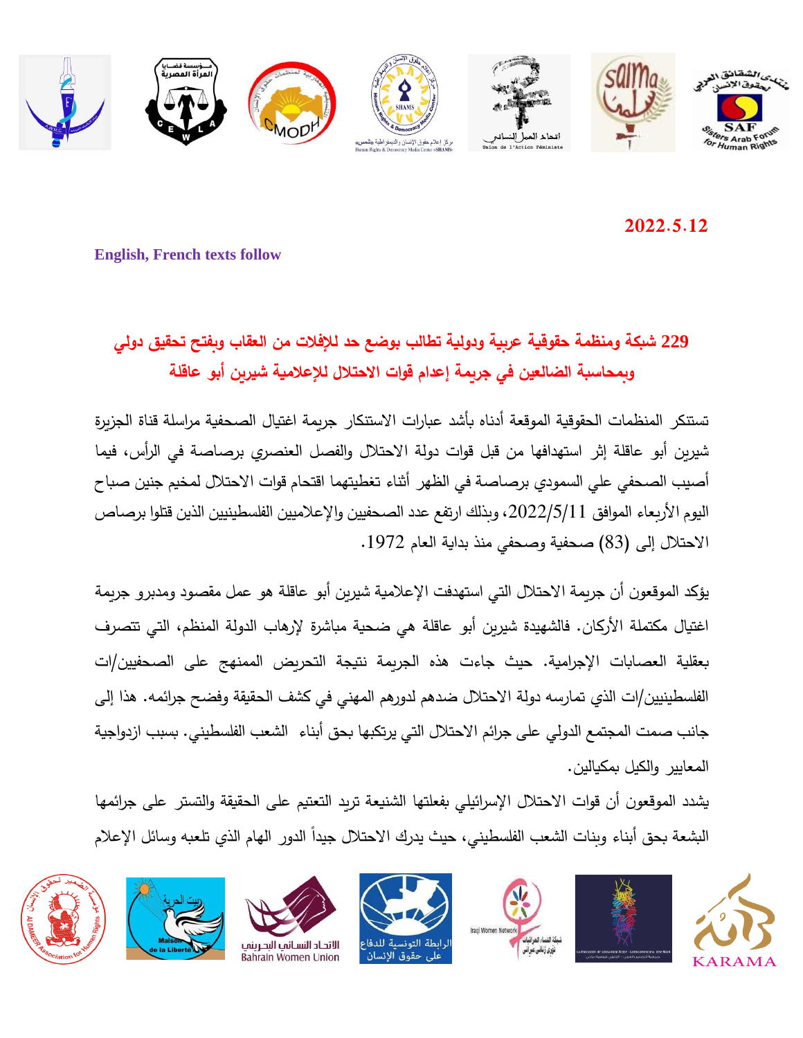**2022.5.12**

**English, French texts follow**

## 229 شبكة ومنظمة حقوقية عربية ودولية تطالب بوضع حد للإفلات من العقاب وبفتح تحقيق دولي وبمحاسبة الضالعين في جريمة إعدام قوات الاحتلال للإعلامية شيرين أبو عاقلة

تستنكر المنظمات الحقوقية الموقعة أدناه بأشد عبارات الاستنكار جريمة اغتيال الصحفية مراسلة قناة الجزيرة شيرين أبو عاقلة إثر استهدافها من قبل قوات دولة الاحتلال والفصل العنصري برصاصة في الرأس، فيما أصيب الصحفي علي السمودي برصاصة في الظهر أثناء تغطيتهما اقتحام قوات الاحتلال لمخيم جنين صباح اليوم الأربعاء الموافق 2022/5/11، وبذلك ارتفع عدد الصحفيين والإعلاميين الفلسطينيين الذين قتلوا برصاص الاحتلال إلى (83) صحفية وصحفي منذ بداية العام 1972.

يؤكد الموقعون أن جريمة الاحتلال التي استهدفت الإعلامية شيرين أبو عاقلة هو عمل مقصود ومدبرو جريمة اغتيال مكتملة الأركان. فالشهيدة شيرين أبو عاقلة هي ضحية مباشرة لإرهاب الدولة المنظم، التي تتصرف بعقلية العصابات الإجرامية. حيث جاءت هذه الجريمة نتيجة التحريض الممنهج على الصحفيين/ات الفلسطينيين/ات الذي تمارسه دولة الاحتلال ضدهم لدورهم المهني في كشف الحقيقة وفضح جرائمه. هذا إلى جانب صمت المجتمع الدولي على جرائم الاحتلال التي يرتكبها بحق أبناء الشعب الفلسطيني. بسبب ازدواجية المعايير والكيل بمكيالين.

يشدد الموقعون أن قوات الاحتلال الإسرائيلي بفعلتها الشنيعة تريد التعتيم على الحقيقة والتستر على جرائمها البشعة بحق أبناء وبنات الشعب الفلسطيني، حيث يدرك الاحتلال جيداً الدور الهام الذي تلعبه وسائل الإعلام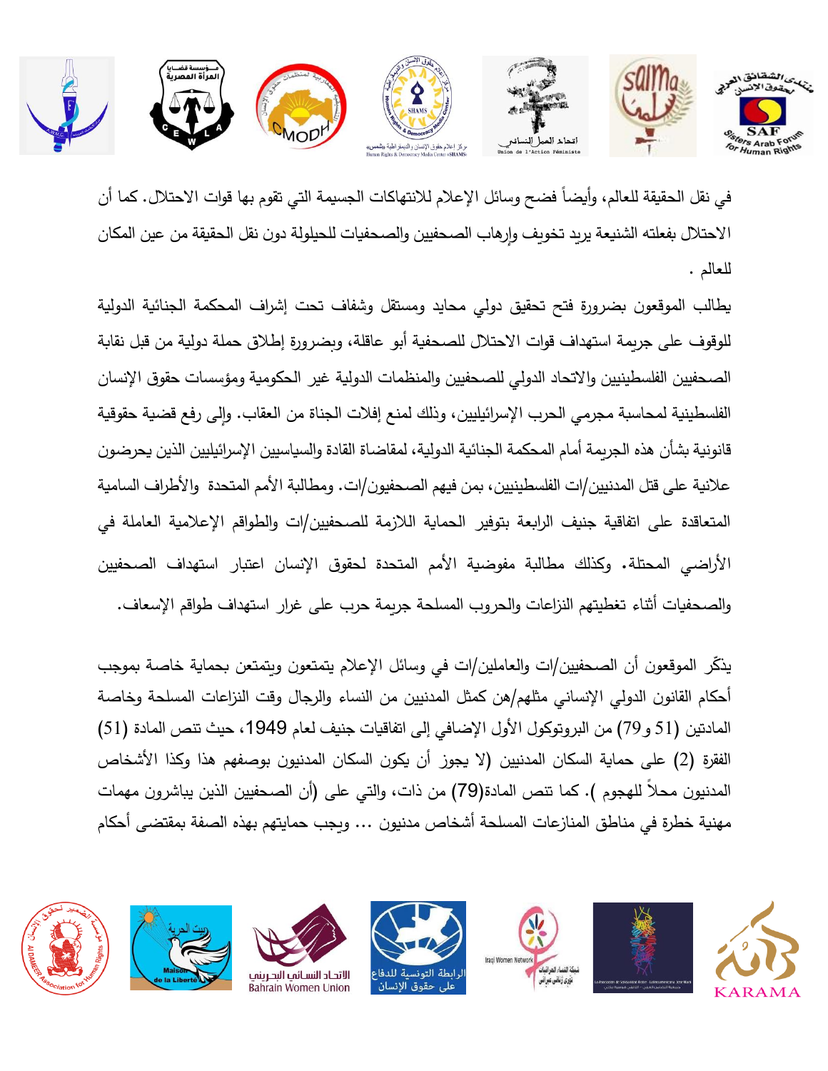في نقل الحقيقة للعالم، وأيضاً فضح وسائل الإعلام للانتهاكات الجسيمة التي تقوم بها قوات الاحتلال. كما أن الاحتلال بفعلته الشنيعة يريد تخويف وإرهاب الصحفيين والصحفيات للحيلولة دون نقل الحقيقة من عين المكان للعالم .

يطالب الموقعون بضرورة فتح تحقيق دولي محايد ومستقل وشفاف تحت إشراف المحكمة الجنائية الدولية للوقوف على جريمة استهداف قوات الاحتلال للصحفية أبو عاقلة، وبضرورة إطلاق حملة دولية من قبل نقابة الصحفيين الفلسطينيين والاتحاد الدولي للصحفيين والمنظمات الدولية غير الحكومية ومؤسسات حقوق الإنسان الفلسطينية لمحاسبة مجرمي الحرب الإسرائيليين، وذلك لمنع إفلات الجناة من العقاب. وإلى رفع قضية حقوقية قانونية بشأن هذه الجريمة أمام المحكمة الجنائية الدولية، لمقاضاة القادة والسياسيين الإسرائيليين الذين يحرضون علانية على قتل المدنيين/ات الفلسطينيين، بمن فيهم الصحفيون/ات. ومطالبة الأمم المتحدة والأطراف السامية المتعاقدة على اتفاقية جنيف الرابعة بتوفير الحماية اللازمة للصحفيين/ات والطواقم الإعلامية العاملة في الأراضي المحتلة. وكذلك مطالبة مفوضية الأمم المتحدة لحقوق الإنسان اعتبار استهداف الصحفيين والصحفيات أثناء تغطيتهم النزاعات والحروب المسلحة جريمة حرب على غرار استهداف طواقم الإسعاف.

يذكّر الموقعون أن الصحفيين/ات والعاملين/ات في وسائل الإعلام يتمتعون ويتمتعن بحماية خاصة بموجب أحكام القانون الدولي الإنساني مثلهم/هن كمثل المدنيين من النساء والرجال وقت النزاعات المسلحة وخاصة المادتين (51 و79) من البروتوكول الأول الإضافي إلى اتفاقيات جنيف لعام 1949، حيث تنص المادة (51) الفقرة (2) على حماية السكان المدنيين (لا يجوز أن يكون السكان المدنيون بوصفهم هذا وكذا الأشخاص المدنيون محلاً للهجوم ). كما تنص المادة(79) من ذات، والتي على (أن الصحفيين الذين يباشرون مهمات مهنية خطرة في مناطق المنازعات المسلحة أشخاص مدنيون ... ويجب حمايتهم بهذه الصفة بمقتضى أحكام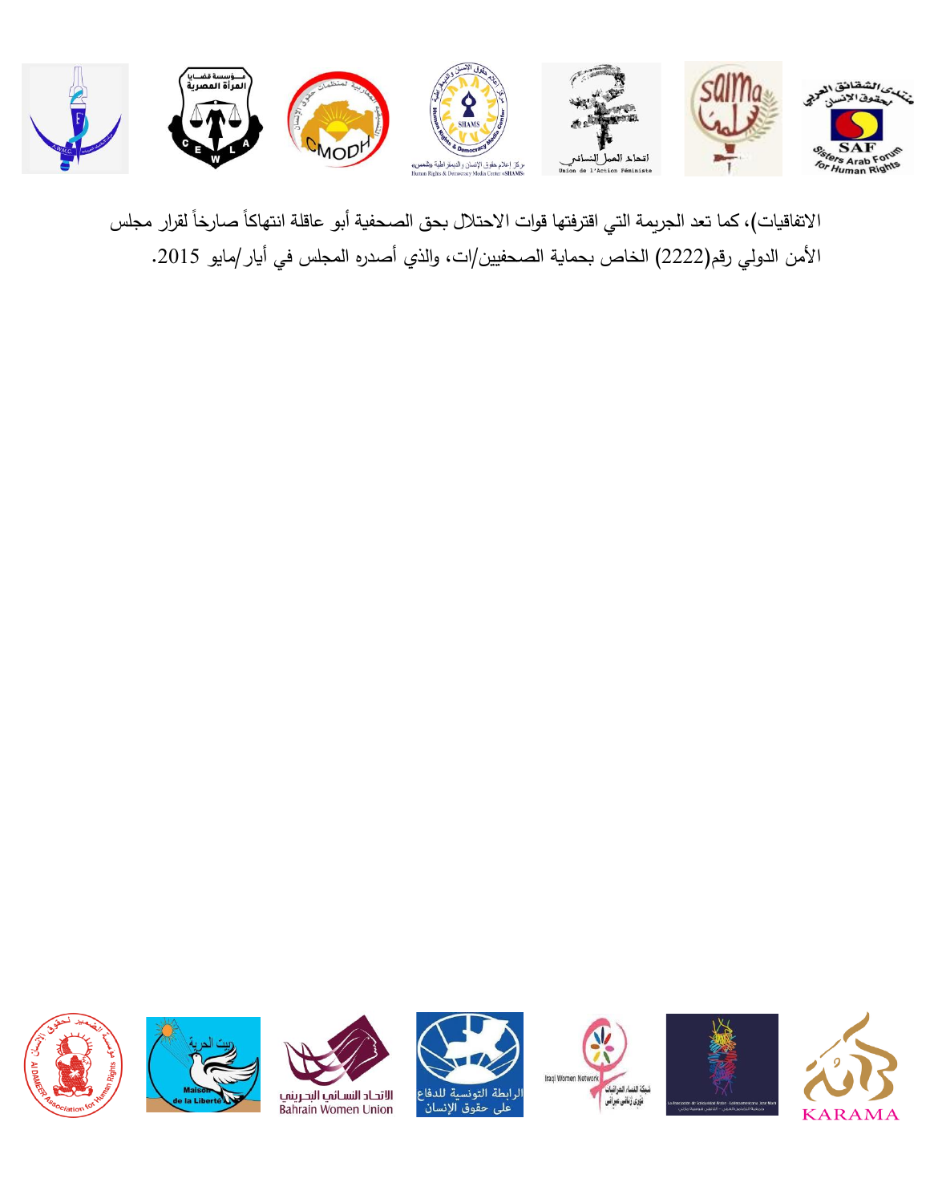الاتفاقيات)، كما تعد الجريمة التي اقترفتها قوات الاحتلال بحق الصحفية أبو عاقلة انتهاكاً صارخاً لقرار مجلس الأمن الدولي رقم(2222) الخاص بحماية الصحفيين/ات، والذي أصدره المجلس في أيار/مايو 2015.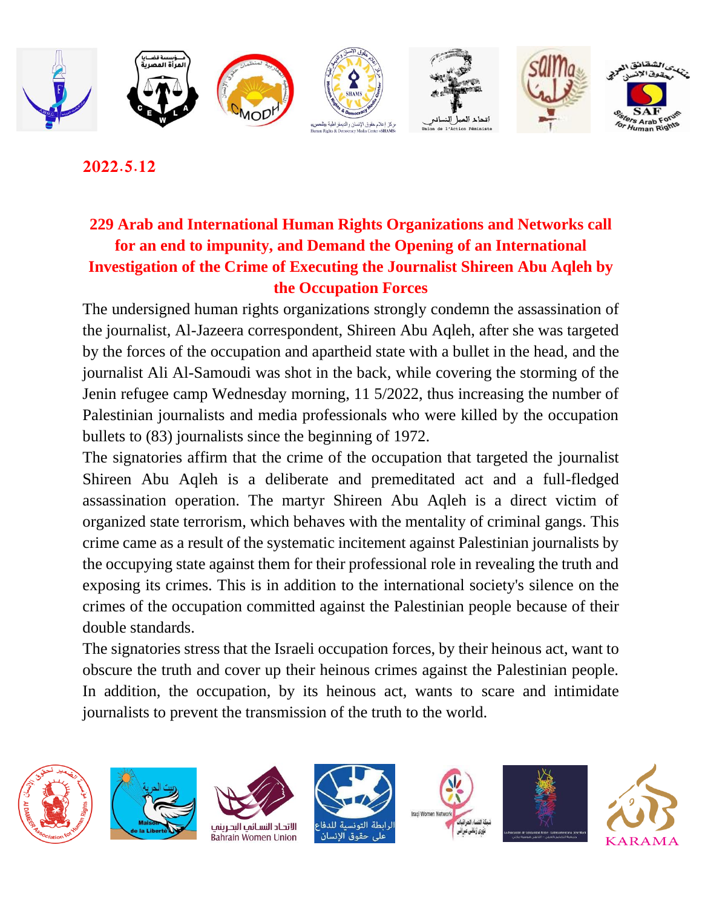2022.5.12

## 229 Arab and International Human Rights Organizations and Networks call for an end to impunity, and Demand the Opening of an International Investigation of the Crime of Executing the Journalist Shireen Abu Aqleh by the Occupation Forces

The undersigned human rights organizations strongly condemn the assassination of the journalist, Al-Jazeera correspondent, Shireen Abu Aqleh, after she was targeted by the forces of the occupation and apartheid state with a bullet in the head, and the journalist Ali Al-Samoudi was shot in the back, while covering the storming of the Jenin refugee camp Wednesday morning, 11 5/2022, thus increasing the number of Palestinian journalists and media professionals who were killed by the occupation bullets to (83) journalists since the beginning of 1972.

The signatories affirm that the crime of the occupation that targeted the journalist Shireen Abu Aqleh is a deliberate and premeditated act and a full-fledged assassination operation. The martyr Shireen Abu Aqleh is a direct victim of organized state terrorism, which behaves with the mentality of criminal gangs. This crime came as a result of the systematic incitement against Palestinian journalists by the occupying state against them for their professional role in revealing the truth and exposing its crimes. This is in addition to the international society's silence on the crimes of the occupation committed against the Palestinian people because of their double standards.

The signatories stress that the Israeli occupation forces, by their heinous act, want to obscure the truth and cover up their heinous crimes against the Palestinian people. In addition, the occupation, by its heinous act, wants to scare and intimidate journalists to prevent the transmission of the truth to the world.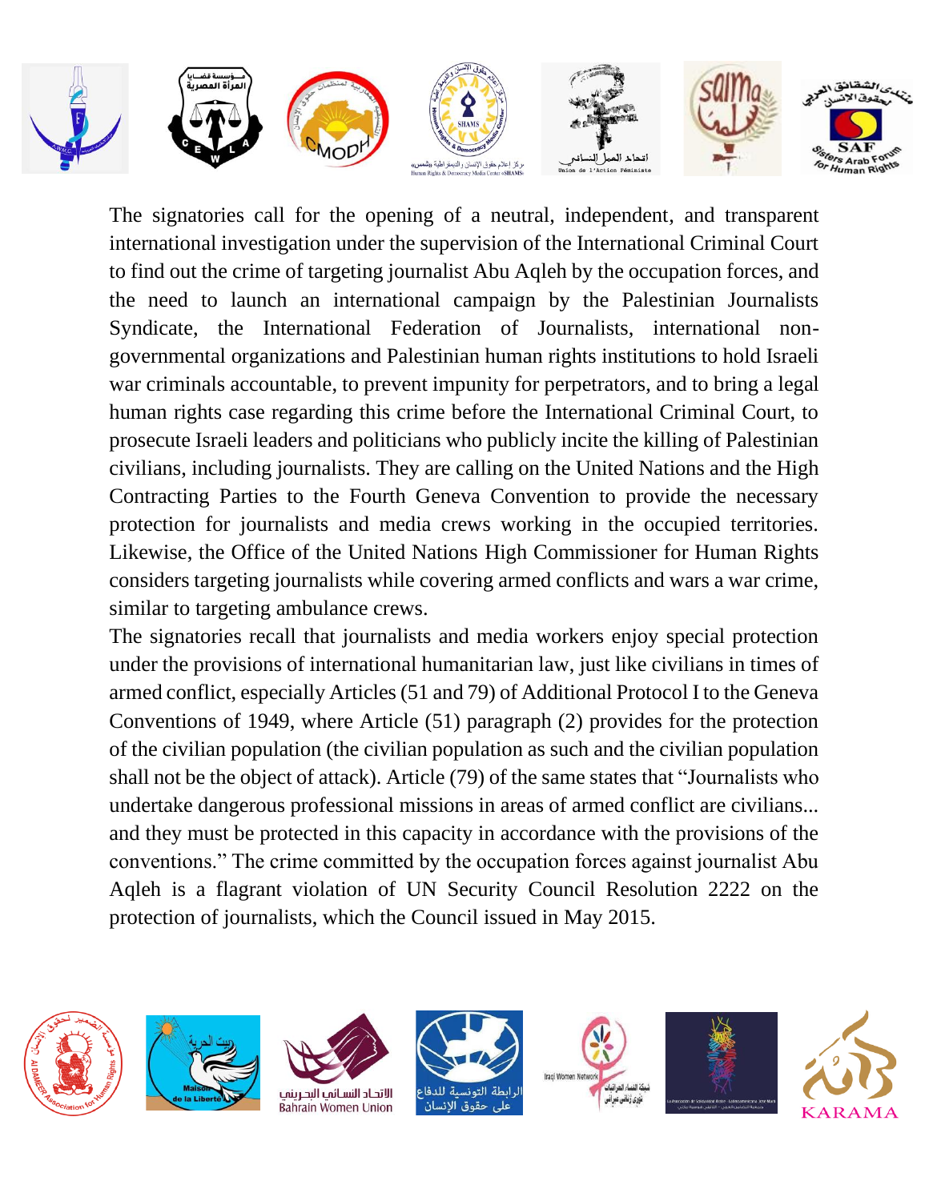The signatories call for the opening of a neutral, independent, and transparent international investigation under the supervision of the International Criminal Court to find out the crime of targeting journalist Abu Aqleh by the occupation forces, and the need to launch an international campaign by the Palestinian Journalists Syndicate, the International Federation of Journalists, international non-governmental organizations and Palestinian human rights institutions to hold Israeli war criminals accountable, to prevent impunity for perpetrators, and to bring a legal human rights case regarding this crime before the International Criminal Court, to prosecute Israeli leaders and politicians who publicly incite the killing of Palestinian civilians, including journalists. They are calling on the United Nations and the High Contracting Parties to the Fourth Geneva Convention to provide the necessary protection for journalists and media crews working in the occupied territories. Likewise, the Office of the United Nations High Commissioner for Human Rights considers targeting journalists while covering armed conflicts and wars a war crime, similar to targeting ambulance crews.

The signatories recall that journalists and media workers enjoy special protection under the provisions of international humanitarian law, just like civilians in times of armed conflict, especially Articles (51 and 79) of Additional Protocol I to the Geneva Conventions of 1949, where Article (51) paragraph (2) provides for the protection of the civilian population (the civilian population as such and the civilian population shall not be the object of attack). Article (79) of the same states that "Journalists who undertake dangerous professional missions in areas of armed conflict are civilians... and they must be protected in this capacity in accordance with the provisions of the conventions." The crime committed by the occupation forces against journalist Abu Aqleh is a flagrant violation of UN Security Council Resolution 2222 on the protection of journalists, which the Council issued in May 2015.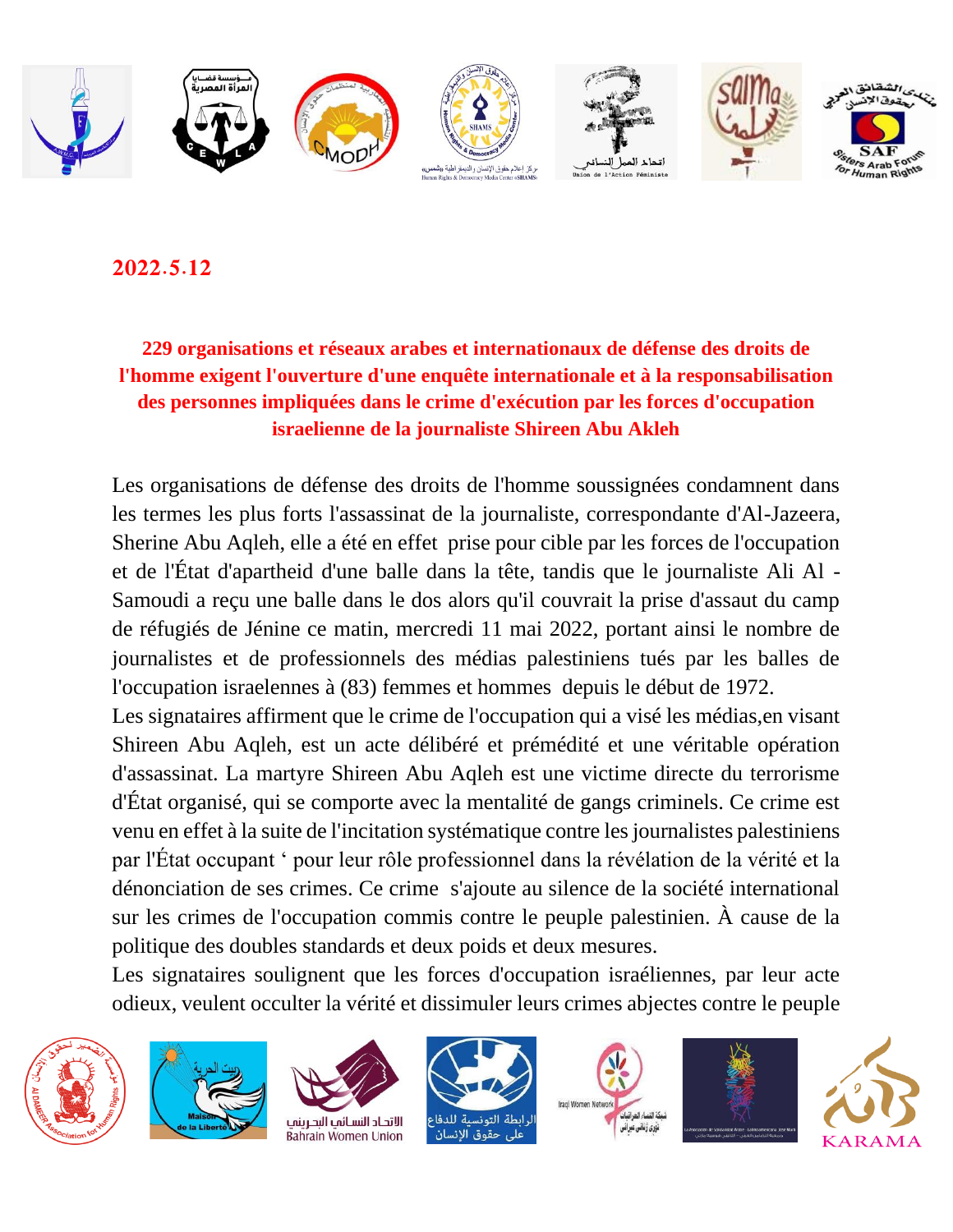**2022.5.12**

**229 organisations et réseaux arabes et internationaux de défense des droits de l'homme exigent l'ouverture d'une enquête internationale et à la responsabilisation des personnes impliquées dans le crime d'exécution par les forces d'occupation israelienne de la journaliste Shireen Abu Akleh**

Les organisations de défense des droits de l'homme soussignées condamnent dans les termes les plus forts l'assassinat de la journaliste, correspondante d'Al-Jazeera, Sherine Abu Aqleh, elle a été en effet prise pour cible par les forces de l'occupation et de l'État d'apartheid d'une balle dans la tête, tandis que le journaliste Ali Al - Samoudi a reçu une balle dans le dos alors qu'il couvrait la prise d'assaut du camp de réfugiés de Jénine ce matin, mercredi 11 mai 2022, portant ainsi le nombre de journalistes et de professionnels des médias palestiniens tués par les balles de l'occupation israelennes à (83) femmes et hommes depuis le début de 1972.

Les signataires affirment que le crime de l'occupation qui a visé les médias,en visant Shireen Abu Aqleh, est un acte délibéré et prémédité et une véritable opération d'assassinat. La martyre Shireen Abu Aqleh est une victime directe du terrorisme d'État organisé, qui se comporte avec la mentalité de gangs criminels. Ce crime est venu en effet à la suite de l'incitation systématique contre les journalistes palestiniens par l'État occupant ' pour leur rôle professionnel dans la révélation de la vérité et la dénonciation de ses crimes. Ce crime s'ajoute au silence de la société international sur les crimes de l'occupation commis contre le peuple palestinien. À cause de la politique des doubles standards et deux poids et deux mesures.

Les signataires soulignent que les forces d'occupation israéliennes, par leur acte odieux, veulent occulter la vérité et dissimuler leurs crimes abjectes contre le peuple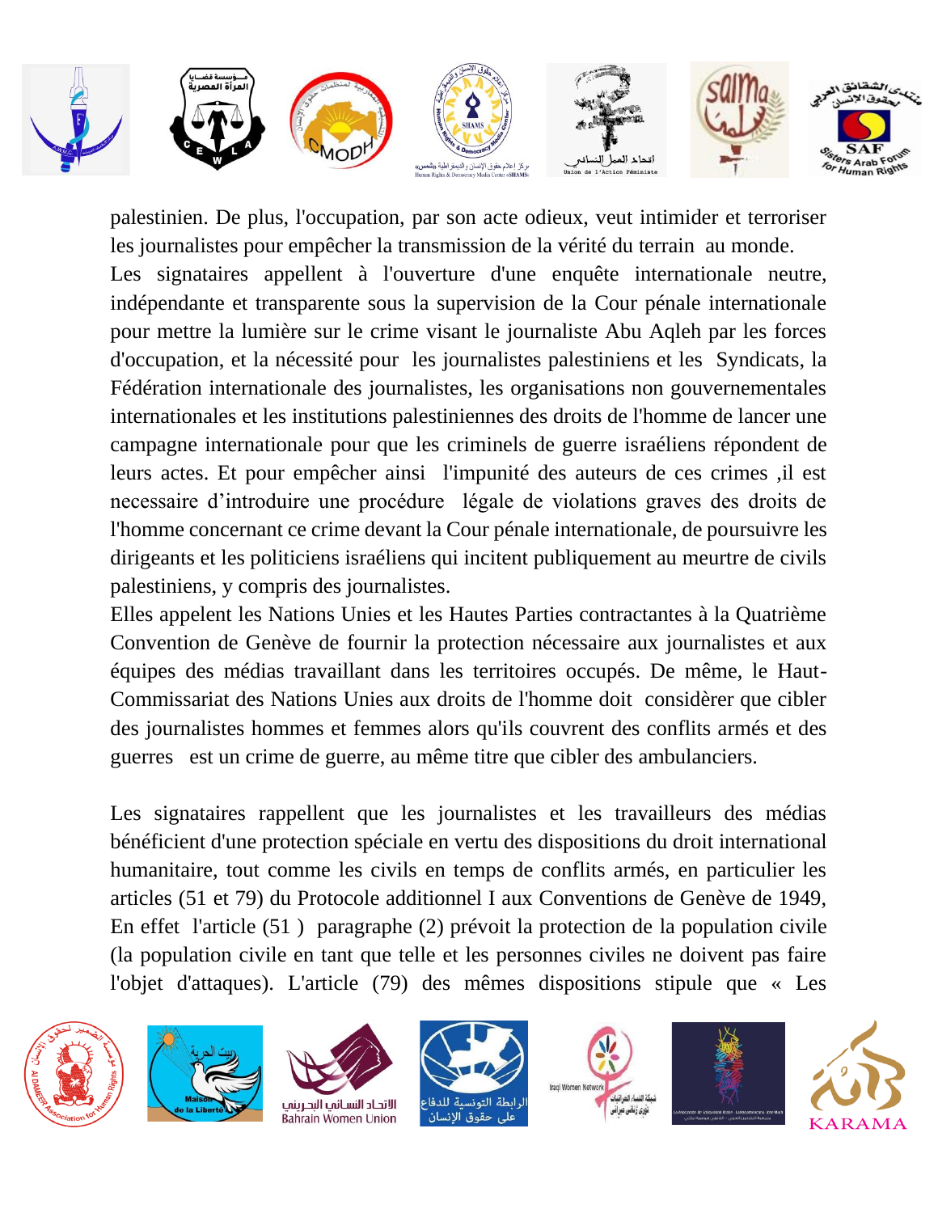palestinien. De plus, l'occupation, par son acte odieux, veut intimider et terroriser les journalistes pour empêcher la transmission de la vérité du terrain au monde.

Les signataires appellent à l'ouverture d'une enquête internationale neutre, indépendante et transparente sous la supervision de la Cour pénale internationale pour mettre la lumière sur le crime visant le journaliste Abu Aqleh par les forces d'occupation, et la nécessité pour les journalistes palestiniens et les Syndicats, la Fédération internationale des journalistes, les organisations non gouvernementales internationales et les institutions palestiniennes des droits de l'homme de lancer une campagne internationale pour que les criminels de guerre israéliens répondent de leurs actes. Et pour empêcher ainsi l'impunité des auteurs de ces crimes ,il est necessaire d'introduire une procédure légale de violations graves des droits de l'homme concernant ce crime devant la Cour pénale internationale, de poursuivre les dirigeants et les politiciens israéliens qui incitent publiquement au meurtre de civils palestiniens, y compris des journalistes.

Elles appelent les Nations Unies et les Hautes Parties contractantes à la Quatrième Convention de Genève de fournir la protection nécessaire aux journalistes et aux équipes des médias travaillant dans les territoires occupés. De même, le Haut-Commissariat des Nations Unies aux droits de l'homme doit considèrer que cibler des journalistes hommes et femmes alors qu'ils couvrent des conflits armés et des guerres est un crime de guerre, au même titre que cibler des ambulanciers.

Les signataires rappellent que les journalistes et les travailleurs des médias bénéficient d'une protection spéciale en vertu des dispositions du droit international humanitaire, tout comme les civils en temps de conflits armés, en particulier les articles (51 et 79) du Protocole additionnel I aux Conventions de Genève de 1949, En effet l'article (51 ) paragraphe (2) prévoit la protection de la population civile (la population civile en tant que telle et les personnes civiles ne doivent pas faire l'objet d'attaques). L'article (79) des mêmes dispositions stipule que « Les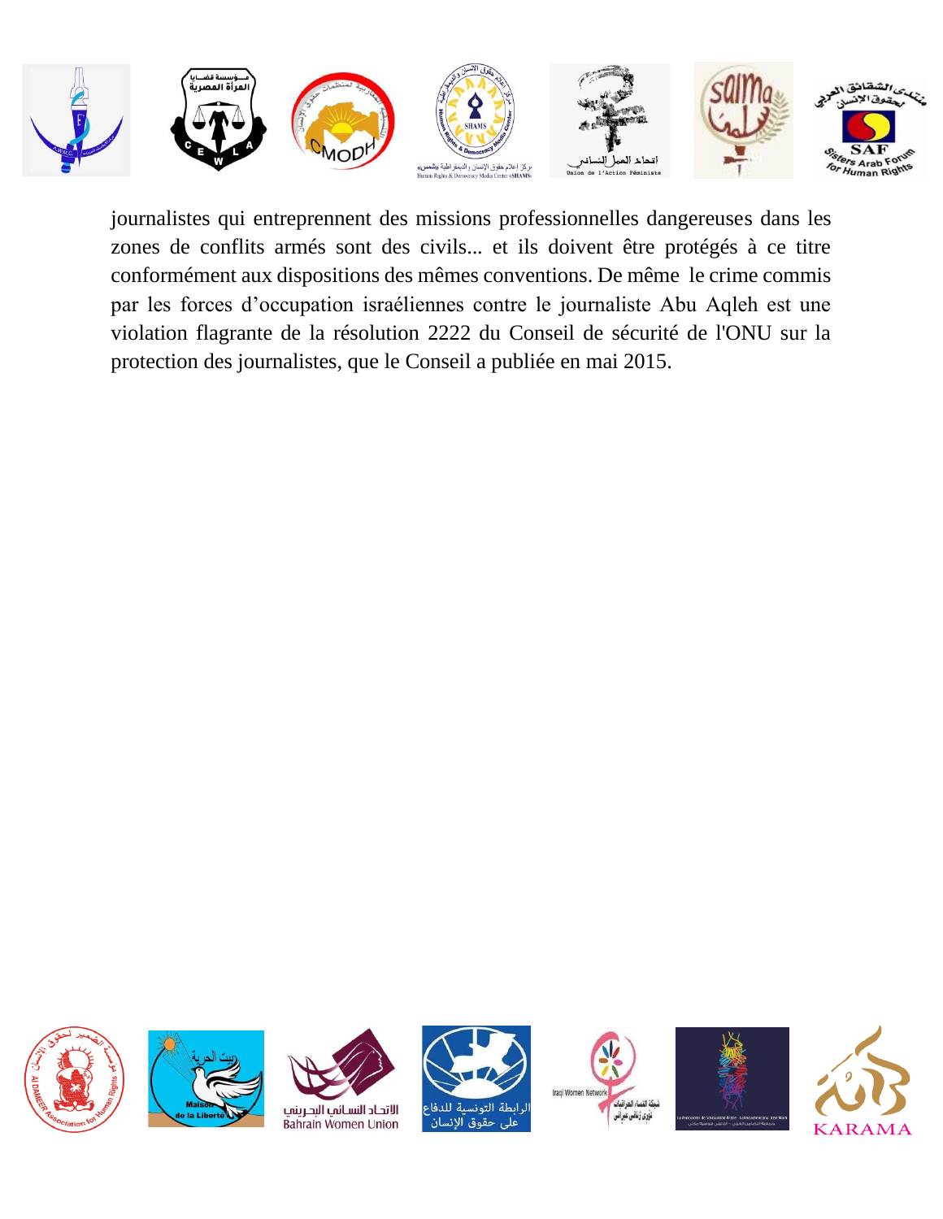journalistes qui entreprennent des missions professionnelles dangereuses dans les zones de conflits armés sont des civils... et ils doivent être protégés à ce titre conformément aux dispositions des mêmes conventions. De même le crime commis par les forces d'occupation israéliennes contre le journaliste Abu Aqleh est une violation flagrante de la résolution 2222 du Conseil de sécurité de l'ONU sur la protection des journalistes, que le Conseil a publiée en mai 2015.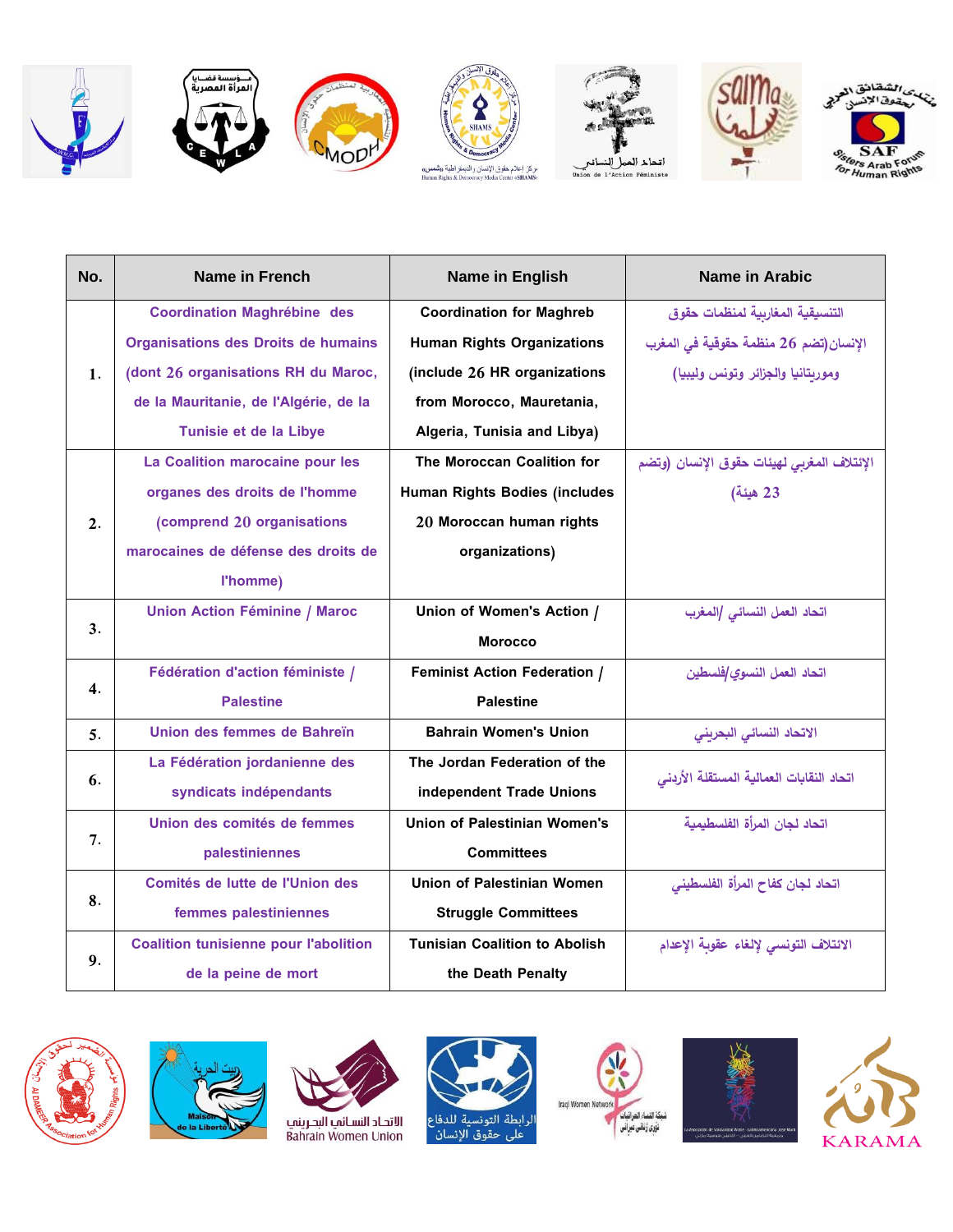| No. | Name in French | Name in English | Name in Arabic |
|---|---|---|---|
| 1. | Coordination Maghrébine des Organisations des Droits de humains (dont 26 organisations RH du Maroc, de la Mauritanie, de l'Algérie, de la Tunisie et de la Libye) | Coordination for Maghreb Human Rights Organizations (include 26 HR organizations from Morocco, Mauretania, Algeria, Tunisia and Libya) | التنسيقية المغاربية لمنظمات حقوق الإنسان(تضم 26 منظمة حقوقية في المغرب وموريتانيا والجزائر وتونس وليبيا) |
| 2. | La Coalition marocaine pour les organes des droits de l'homme (comprend 20 organisations marocaines de défense des droits de l'homme) | The Moroccan Coalition for Human Rights Bodies (includes 20 Moroccan human rights organizations) | الإئتلاف المغربي لهيئات حقوق الإنسان (وتضم 23 هيئة) |
| 3. | Union Action Féminine / Maroc | Union of Women's Action / Morocco | اتحاد العمل النسائي /المغرب |
| 4. | Fédération d'action féministe / Palestine | Feminist Action Federation / Palestine | اتحاد العمل النسوي/فلسطين |
| 5. | Union des femmes de Bahreïn | Bahrain Women's Union | الاتحاد النسائي البحريني |
| 6. | La Fédération jordanienne des syndicats indépendants | The Jordan Federation of the independent Trade Unions | اتحاد النقابات العمالية المستقلة الأردني |
| 7. | Union des comités de femmes palestiniennes | Union of Palestinian Women's Committees | اتحاد لجان المرأة الفلسطيمية |
| 8. | Comités de lutte de l'Union des femmes palestiniennes | Union of Palestinian Women Struggle Committees | اتحاد لجان كفاح المرأة الفلسطيني |
| 9. | Coalition tunisienne pour l'abolition de la peine de mort | Tunisian Coalition to Abolish the Death Penalty | الائتلاف التونسي لإلغاء عقوبة الإعدام |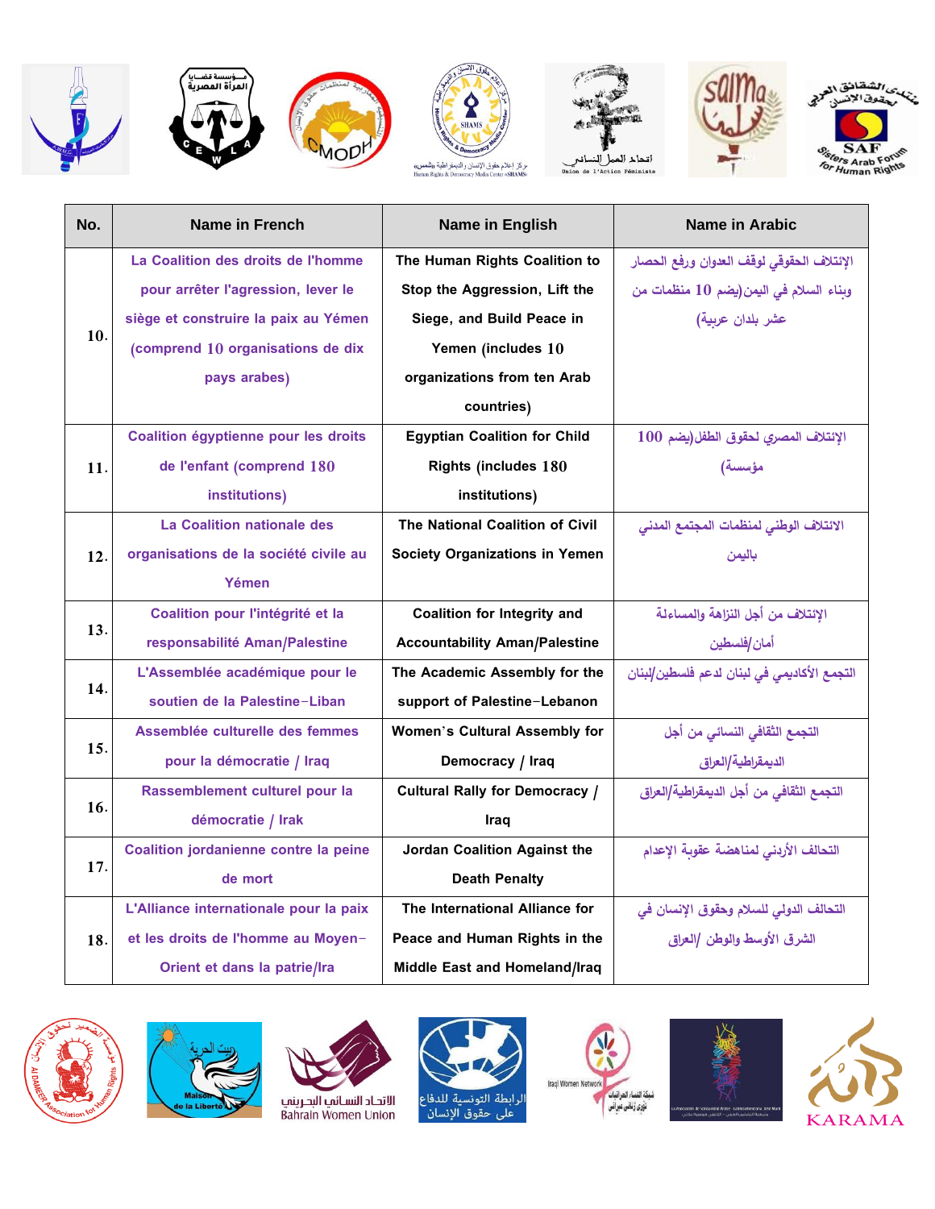| No. | Name in French | Name in English | Name in Arabic |
|---|---|---|---|
| 10. | La Coalition des droits de l'homme pour arrêter l'agression, lever le siège et construire la paix au Yémen (comprend 10 organisations de dix pays arabes) | The Human Rights Coalition to Stop the Aggression, Lift the Siege, and Build Peace in Yemen (includes 10 organizations from ten Arab countries) | الإئتلاف الحقوقي لوقف العدوان ورفع الحصار وبناء السلام في اليمن(يضم 10 منظمات من عشر بلدان عربية) |
| 11. | Coalition égyptienne pour les droits de l'enfant (comprend 180 institutions) | Egyptian Coalition for Child Rights (includes 180 institutions) | الإئتلاف المصري لحقوق الطفل(يضم 100 مؤسسة) |
| 12. | La Coalition nationale des organisations de la société civile au Yémen | The National Coalition of Civil Society Organizations in Yemen | الائتلاف الوطني لمنظمات المجتمع المدني باليمن |
| 13. | Coalition pour l'intégrité et la responsabilité Aman/Palestine | Coalition for Integrity and Accountability Aman/Palestine | الإئتلاف من أجل النزاهة والمساءلة أمان/فلسطين |
| 14. | L'Assemblée académique pour le soutien de la Palestine-Liban | The Academic Assembly for the support of Palestine-Lebanon | التجمع الأكاديمي في لبنان لدعم فلسطين/لبنان |
| 15. | Assemblée culturelle des femmes pour la démocratie / Iraq | Women's Cultural Assembly for Democracy / Iraq | التجمع الثقافي النسائي من أجل الديمقراطية/العراق |
| 16. | Rassemblement culturel pour la démocratie / Irak | Cultural Rally for Democracy / Iraq | التجمع الثقافي من أجل الديمقراطية/العراق |
| 17. | Coalition jordanienne contre la peine de mort | Jordan Coalition Against the Death Penalty | التحالف الأردني لمناهضة عقوبة الإعدام |
| 18. | L'Alliance internationale pour la paix et les droits de l'homme au Moyen-Orient et dans la patrie/Ira | The International Alliance for Peace and Human Rights in the Middle East and Homeland/Iraq | التحالف الدولي للسلام وحقوق الإنسان في الشرق الأوسط والوطن /العراق |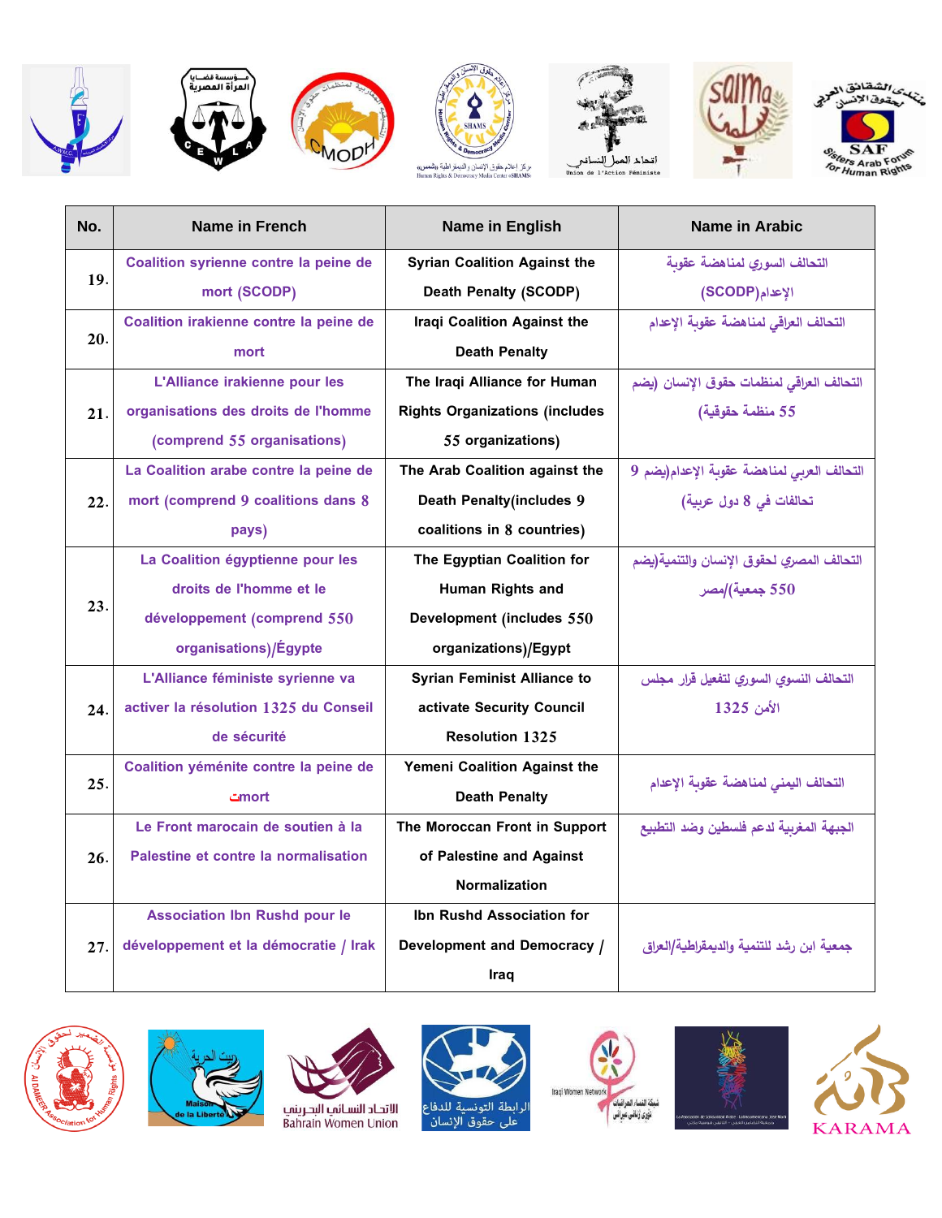| No. | Name in French | Name in English | Name in Arabic |
|---|---|---|---|
| 19. | Coalition syrienne contre la peine de mort (SCODP) | Syrian Coalition Against the Death Penalty (SCODP) | التحالف السوري لمناهضة عقوبة الإعدام(SCODP) |
| 20. | Coalition irakienne contre la peine de mort | Iraqi Coalition Against the Death Penalty | التحالف العراقي لمناهضة عقوبة الإعدام |
| 21. | L'Alliance irakienne pour les organisations des droits de l'homme (comprend 55 organisations) | The Iraqi Alliance for Human Rights Organizations (includes 55 organizations) | التحالف العراقي لمنظمات حقوق الإنسان (يضم 55 منظمة حقوقية) |
| 22. | La Coalition arabe contre la peine de mort (comprend 9 coalitions dans 8 pays) | The Arab Coalition against the Death Penalty(includes 9 coalitions in 8 countries) | التحالف العربي لمناهضة عقوبة الإعدام(يضم 9 تحالفات في 8 دول عربية) |
| 23. | La Coalition égyptienne pour les droits de l'homme et le développement (comprend 550 organisations)/Égypte | The Egyptian Coalition for Human Rights and Development (includes 550 organizations)/Egypt | التحالف المصري لحقوق الإنسان والتنمية(يضم 550 جمعية)/مصر |
| 24. | L'Alliance féministe syrienne va activer la résolution 1325 du Conseil de sécurité | Syrian Feminist Alliance to activate Security Council Resolution 1325 | التحالف النسوي السوري لتفعيل قرار مجلس الأمن 1325 |
| 25. | Coalition yéménite contre la peine de mort | Yemeni Coalition Against the Death Penalty | التحالف اليمني لمناهضة عقوبة الإعدام |
| 26. | Le Front marocain de soutien à la Palestine et contre la normalisation | The Moroccan Front in Support of Palestine and Against Normalization | الجبهة المغربية لدعم فلسطين وضد التطبيع |
| 27. | Association Ibn Rushd pour le développement et la démocratie / Irak | Ibn Rushd Association for Development and Democracy / Iraq | جمعية ابن رشد للتنمية والديمقراطية/العراق |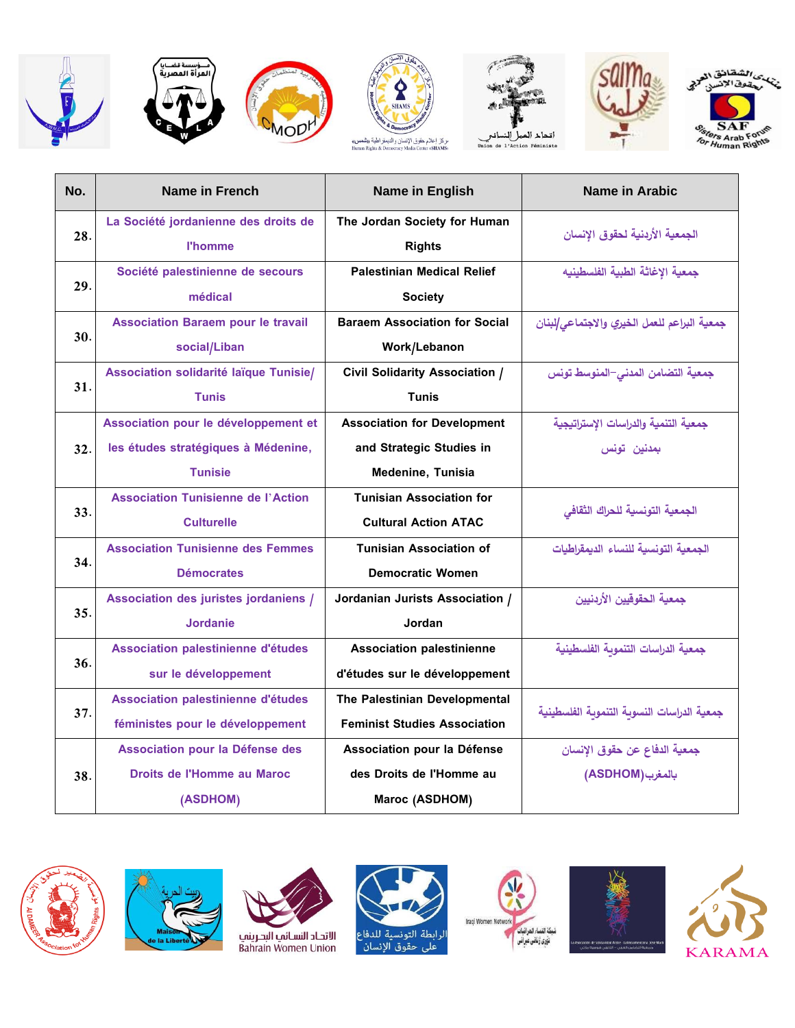| No. | Name in French | Name in English | Name in Arabic |
| --- | --- | --- | --- |
| 28. | La Société jordanienne des droits de l'homme | The Jordan Society for Human Rights | الجمعية الأردنية لحقوق الإنسان |
| 29. | Société palestinienne de secours médical | Palestinian Medical Relief Society | جمعية الإغاثة الطبية الفلسطينيه |
| 30. | Association Baraem pour le travail social/Liban | Baraem Association for Social Work/Lebanon | جمعية البراعم للعمل الخيري والاجتماعي/لبنان |
| 31. | Association solidarité laïque Tunisie/ Tunis | Civil Solidarity Association / Tunis | جمعية التضامن المدني–المنوسط تونس |
| 32. | Association pour le développement et les études stratégiques à Médenine, Tunisie | Association for Development and Strategic Studies in Medenine, Tunisia | جمعية التنمية والدراسات الإستراتيجية بمدنين تونس |
| 33. | Association Tunisienne de l'Action Culturelle | Tunisian Association for Cultural Action ATAC | الجمعية التونسية للحراك الثقافي |
| 34. | Association Tunisienne des Femmes Démocrates | Tunisian Association of Democratic Women | الجمعية التونسية للنساء الديمقراطيات |
| 35. | Association des juristes jordaniens / Jordanie | Jordanian Jurists Association / Jordan | جمعية الحقوقيين الأردنيين |
| 36. | Association palestinienne d'études sur le développement | Association palestinienne d'études sur le développement | جمعية الدراسات التنموية الفلسطينية |
| 37. | Association palestinienne d'études féministes pour le développement | The Palestinian Developmental Feminist Studies Association | جمعية الدراسات النسوية التنموية الفلسطينية |
| 38. | Association pour la Défense des Droits de l'Homme au Maroc (ASDHOM) | Association pour la Défense des Droits de l'Homme au Maroc (ASDHOM) | جمعية الدفاع عن حقوق الإنسان بالمغرب(ASDHOM) |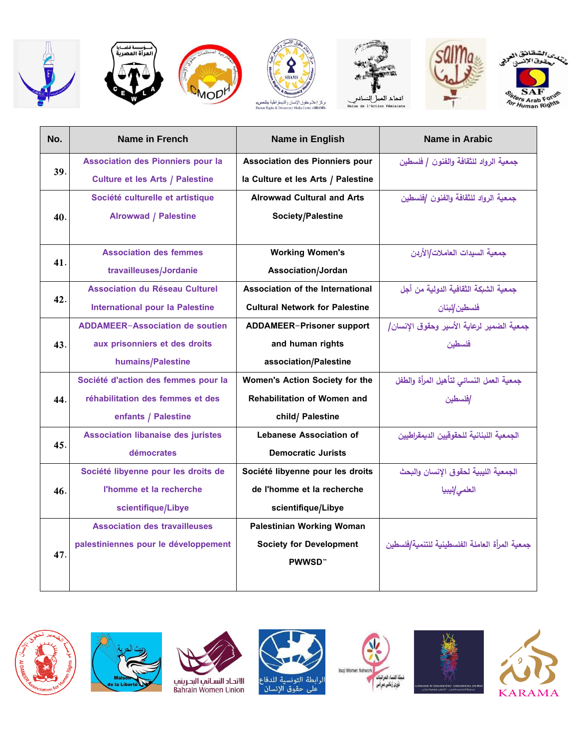| No. | Name in French | Name in English | Name in Arabic |
|---|---|---|---|
| 39. | Association des Pionniers pour la Culture et les Arts / Palestine | Association des Pionniers pour la Culture et les Arts / Palestine | جمعية الرواد للثقافة والفنون / فلسطين |
| 40. | Société culturelle et artistique Alrowwad / Palestine | Alrowwad Cultural and Arts Society/Palestine | جمعية الرواد للثقافة والفنون /فلسطين |
| 41. | Association des femmes travailleuses/Jordanie | Working Women's Association/Jordan | جمعية السيدات العاملات/الأردن |
| 42. | Association du Réseau Culturel International pour la Palestine | Association of the International Cultural Network for Palestine | جمعية الشبكة الثقافية الدولية من أجل فلسطين/لبنان |
| 43. | ADDAMEER-Association de soutien aux prisonniers et des droits humains/Palestine | ADDAMEER-Prisoner support and human rights association/Palestine | جمعية الضمير لرعاية الأسير وحقوق الإنسان/ فلسطين |
| 44. | Société d'action des femmes pour la réhabilitation des femmes et des enfants / Palestine | Women's Action Society for the Rehabilitation of Women and child/ Palestine | جمعية العمل النسائي لتأهيل المرأة والطفل /فلسطين |
| 45. | Association libanaise des juristes démocrates | Lebanese Association of Democratic Jurists | الجمعية اللبنانية للحقوقيين الديمقراطيين |
| 46. | Société libyenne pour les droits de l'homme et la recherche scientifique/Libye | Société libyenne pour les droits de l'homme et la recherche scientifique/Libye | الجمعية الليبية لحقوق الإنسان والبحث العلمي/ليبيا |
| 47. | Association des travailleuses palestiniennes pour le développement | Palestinian Working Woman Society for Development PWWSD" | جمعية المرأة العاملة الفلسطينية للتنمية/فلسطين |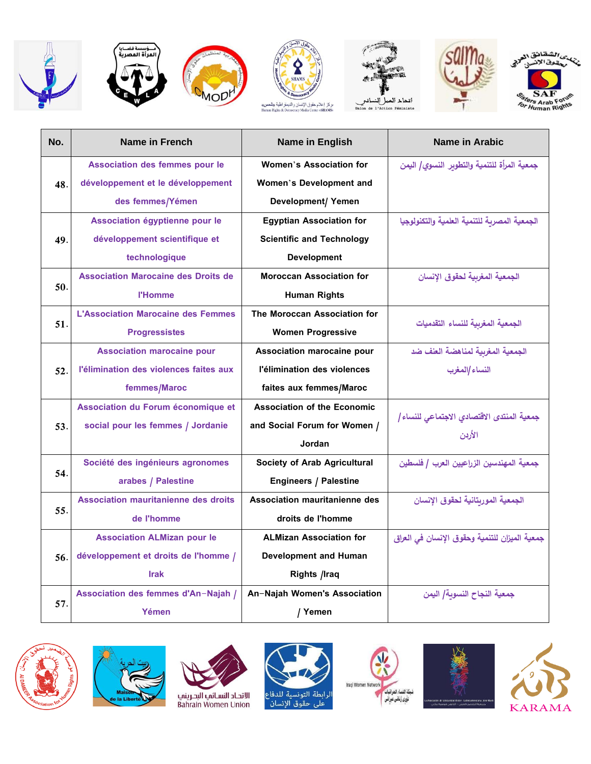| No. | Name in French | Name in English | Name in Arabic |
|---|---|---|---|
| 48. | Association des femmes pour le développement et le développement des femmes/Yémen | Women's Association for Women's Development and Development/ Yemen | جمعية المرأة للتنمية والتطوير النسوي/ اليمن |
| 49. | Association égyptienne pour le développement scientifique et technologique | Egyptian Association for Scientific and Technology Development | الجمعية المصرية للتنمية العلمية والتكنولوجيا |
| 50. | Association Marocaine des Droits de l'Homme | Moroccan Association for Human Rights | الجمعية المغربية لحقوق الإنسان |
| 51. | L'Association Marocaine des Femmes Progressistes | The Moroccan Association for Women Progressive | الجمعية المغربية للنساء التقدميات |
| 52. | Association marocaine pour l'élimination des violences faites aux femmes/Maroc | Association marocaine pour l'élimination des violences faites aux femmes/Maroc | الجمعية المغربية لمناهضة العنف ضد النساء/المغرب |
| 53. | Association du Forum économique et social pour les femmes / Jordanie | Association of the Economic and Social Forum for Women / Jordan | جمعية المنتدى الاقتصادي الاجتماعي للنساء/ الأردن |
| 54. | Société des ingénieurs agronomes arabes / Palestine | Society of Arab Agricultural Engineers / Palestine | جمعية المهندسين الزراعيين العرب / فلسطين |
| 55. | Association mauritanienne des droits de l'homme | Association mauritanienne des droits de l'homme | الجمعية الموريتانية لحقوق الإنسان |
| 56. | Association ALMizan pour le développement et droits de l'homme / Irak | ALMizan Association for Development and Human Rights /Iraq | جمعية الميزان للتنمية وحقوق الإنسان في العراق |
| 57. | Association des femmes d'An-Najah / Yémen | An-Najah Women's Association / Yemen | جمعية النجاح النسوية/ اليمن |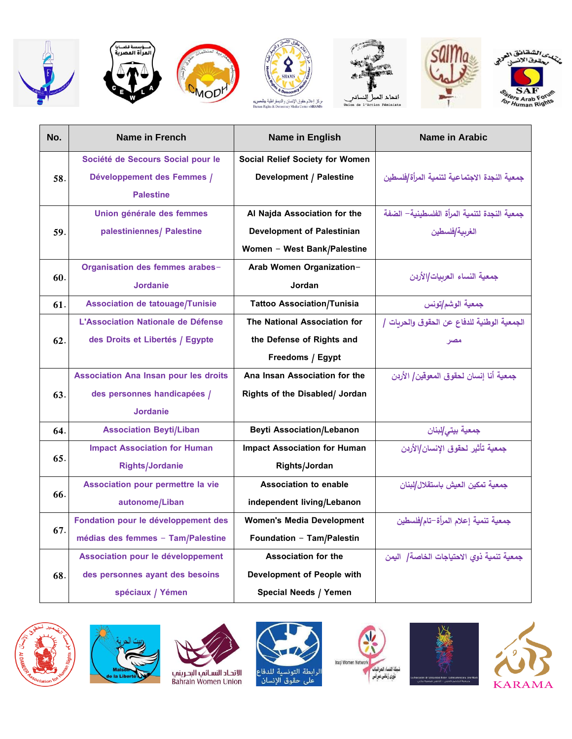| No. | Name in French | Name in English | Name in Arabic |
|---|---|---|---|
| 58. | Société de Secours Social pour le Développement des Femmes / Palestine | Social Relief Society for Women Development / Palestine | جمعية النجدة الاجتماعية لتنمية المرأة/فلسطين |
| 59. | Union générale des femmes palestiniennes/ Palestine | Al Najda Association for the Development of Palestinian Women - West Bank/Palestine | جمعية النجدة لتنمية المرأة الفلسطينية- الضفة الغربية/فلسطين |
| 60. | Organisation des femmes arabes-Jordanie | Arab Women Organization-Jordan | جمعية النساء العربيات/الأردن |
| 61. | Association de tatouage/Tunisie | Tattoo Association/Tunisia | جمعية الوشم/تونس |
| 62. | L'Association Nationale de Défense des Droits et Libertés / Egypte | The National Association for the Defense of Rights and Freedoms / Egypt | الجمعية الوطنية للدفاع عن الحقوق والحريات / مصر |
| 63. | Association Ana Insan pour les droits des personnes handicapées / Jordanie | Ana Insan Association for the Rights of the Disabled/ Jordan | جمعية أنا إنسان لحقوق المعوقين/ الأردن |
| 64. | Association Beyti/Liban | Beyti Association/Lebanon | جمعية بيتي/لبنان |
| 65. | Impact Association for Human Rights/Jordanie | Impact Association for Human Rights/Jordan | جمعية تأثير لحقوق الإنسان/الأردن |
| 66. | Association pour permettre la vie autonome/Liban | Association to enable independent living/Lebanon | جمعية تمكين العيش باستقلال/لبنان |
| 67. | Fondation pour le développement des médias des femmes - Tam/Palestine | Women's Media Development Foundation - Tam/Palestin | جمعية تنمية إعلام المرأة-تام/فلسطين |
| 68. | Association pour le développement des personnes ayant des besoins spéciaux / Yémen | Association for the Development of People with Special Needs / Yemen | جمعية تنمية ذوي الاحتياجات الخاصة/ اليمن |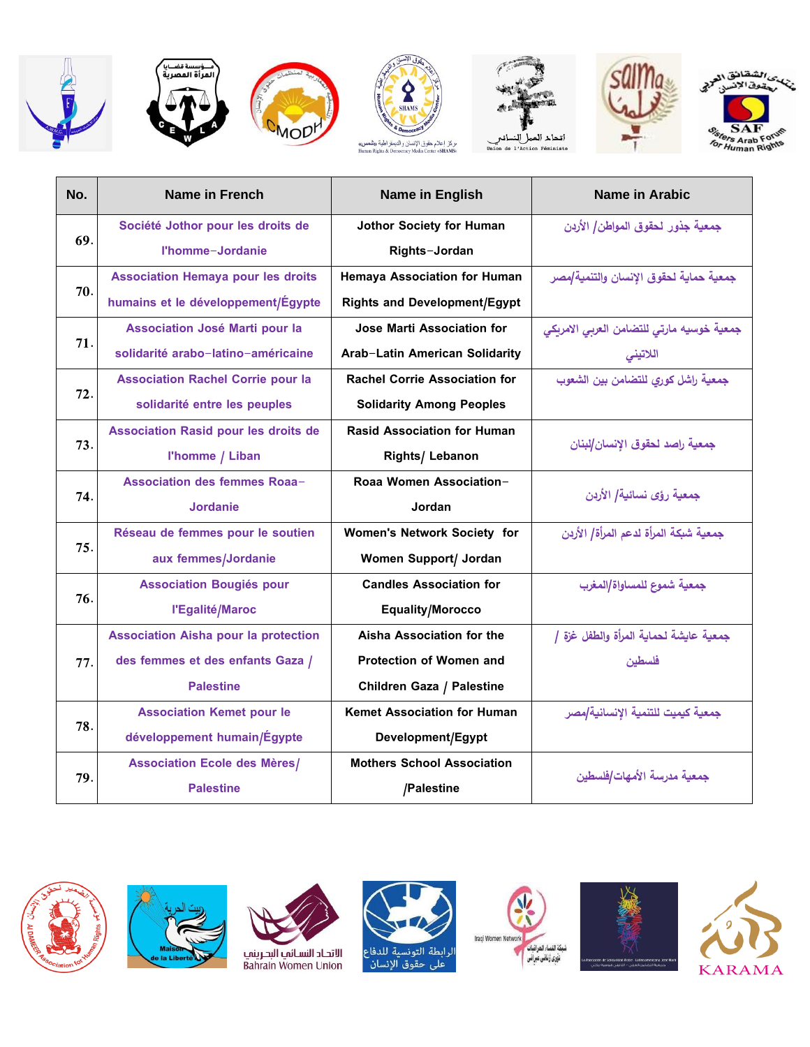| No. | Name in French | Name in English | Name in Arabic |
|---|---|---|---|
| 69. | Société Jothor pour les droits de l'homme–Jordanie | Jothor Society for Human Rights–Jordan | جمعية جذور لحقوق المواطن/ الأردن |
| 70. | Association Hemaya pour les droits humains et le développement/Égypte | Hemaya Association for Human Rights and Development/Egypt | جمعية حماية لحقوق الإنسان والتنمية/مصر |
| 71. | Association José Marti pour la solidarité arabo–latino–américaine | Jose Marti Association for Arab–Latin American Solidarity | جمعية خوسيه مارتي للتضامن العربي الامريكي اللاتيني |
| 72. | Association Rachel Corrie pour la solidarité entre les peuples | Rachel Corrie Association for Solidarity Among Peoples | جمعية راشل كوري للتضامن بين الشعوب |
| 73. | Association Rasid pour les droits de l'homme / Liban | Rasid Association for Human Rights/ Lebanon | جمعية راصد لحقوق الإنسان/لبنان |
| 74. | Association des femmes Roaa–Jordanie | Roaa Women Association–Jordan | جمعية رؤى نسائية/ الأردن |
| 75. | Réseau de femmes pour le soutien aux femmes/Jordanie | Women's Network Society for Women Support/ Jordan | جمعية شبكة المرأة لدعم المرأة/ الأردن |
| 76. | Association Bougiés pour l'Egalité/Maroc | Candles Association for Equality/Morocco | جمعية شموع للمساواة/المغرب |
| 77. | Association Aisha pour la protection des femmes et des enfants Gaza / Palestine | Aisha Association for the Protection of Women and Children Gaza / Palestine | جمعية عايشة لحماية المرأة والطفل غزة / فلسطين |
| 78. | Association Kemet pour le développement humain/Égypte | Kemet Association for Human Development/Egypt | جمعية كيميت للتنمية الإنسانية/مصر |
| 79. | Association Ecole des Mères/ Palestine | Mothers School Association /Palestine | جمعية مدرسة الأمهات/فلسطين |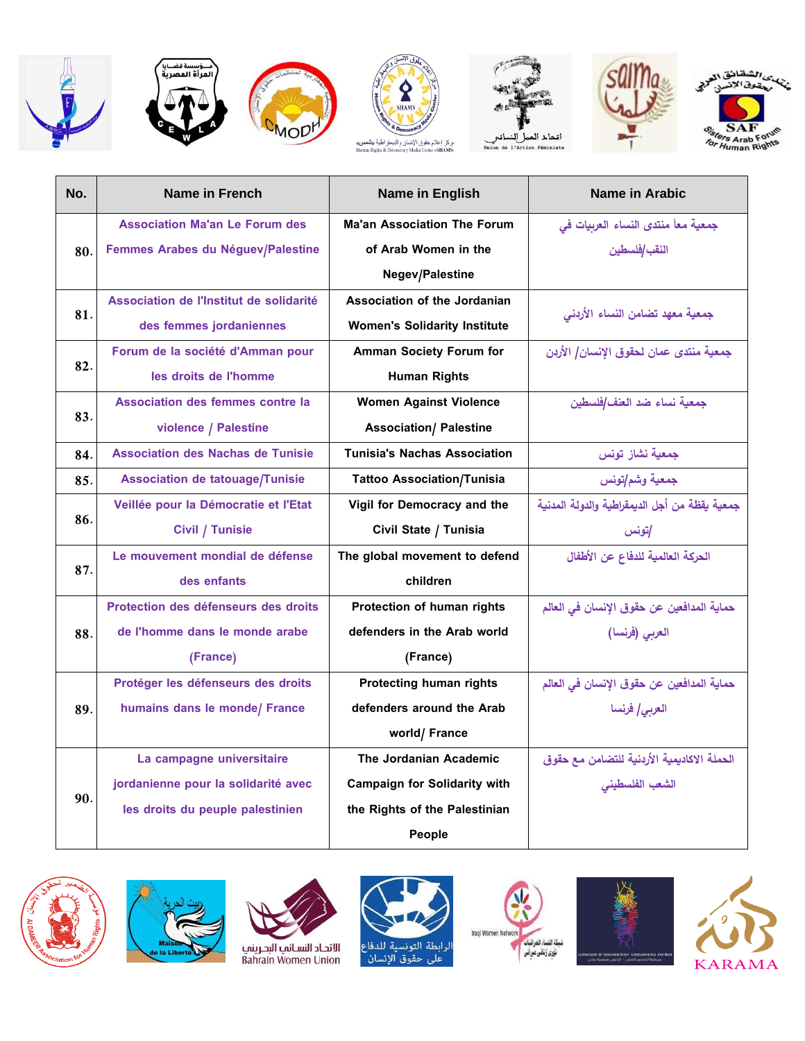| No. | Name in French | Name in English | Name in Arabic |
|---|---|---|---|
| 80. | Association Ma'an Le Forum des Femmes Arabes du Néguev/Palestine | Ma'an Association The Forum of Arab Women in the Negev/Palestine | جمعية معاً منتدى النساء العربيات في النقب/فلسطين |
| 81. | Association de l'Institut de solidarité des femmes jordaniennes | Association of the Jordanian Women's Solidarity Institute | جمعية معهد تضامن النساء الأردني |
| 82. | Forum de la société d'Amman pour les droits de l'homme | Amman Society Forum for Human Rights | جمعية منتدى عمان لحقوق الإنسان/ الأردن |
| 83. | Association des femmes contre la violence / Palestine | Women Against Violence Association/ Palestine | جمعية نساء ضد العنف/فلسطين |
| 84. | Association des Nachas de Tunisie | Tunisia's Nachas Association | جمعية نشاز تونس |
| 85. | Association de tatouage/Tunisie | Tattoo Association/Tunisia | جمعية وشم/تونس |
| 86. | Veillée pour la Démocratie et l'Etat Civil / Tunisie | Vigil for Democracy and the Civil State / Tunisia | جمعية يقظة من أجل الديمقراطية والدولة المدنية /تونس |
| 87. | Le mouvement mondial de défense des enfants | The global movement to defend children | الحركة العالمية للدفاع عن الأطفال |
| 88. | Protection des défenseurs des droits de l'homme dans le monde arabe (France) | Protection of human rights defenders in the Arab world (France) | حماية المدافعين عن حقوق الإنسان في العالم العربي (فرنسا) |
| 89. | Protéger les défenseurs des droits humains dans le monde/ France | Protecting human rights defenders around the Arab world/ France | حماية المدافعين عن حقوق الإنسان في العالم العربي/ فرنسا |
| 90. | La campagne universitaire jordanienne pour la solidarité avec les droits du peuple palestinien | The Jordanian Academic Campaign for Solidarity with the Rights of the Palestinian People | الحملة الاكاديمية الأردنية للتضامن مع حقوق الشعب الفلسطيني |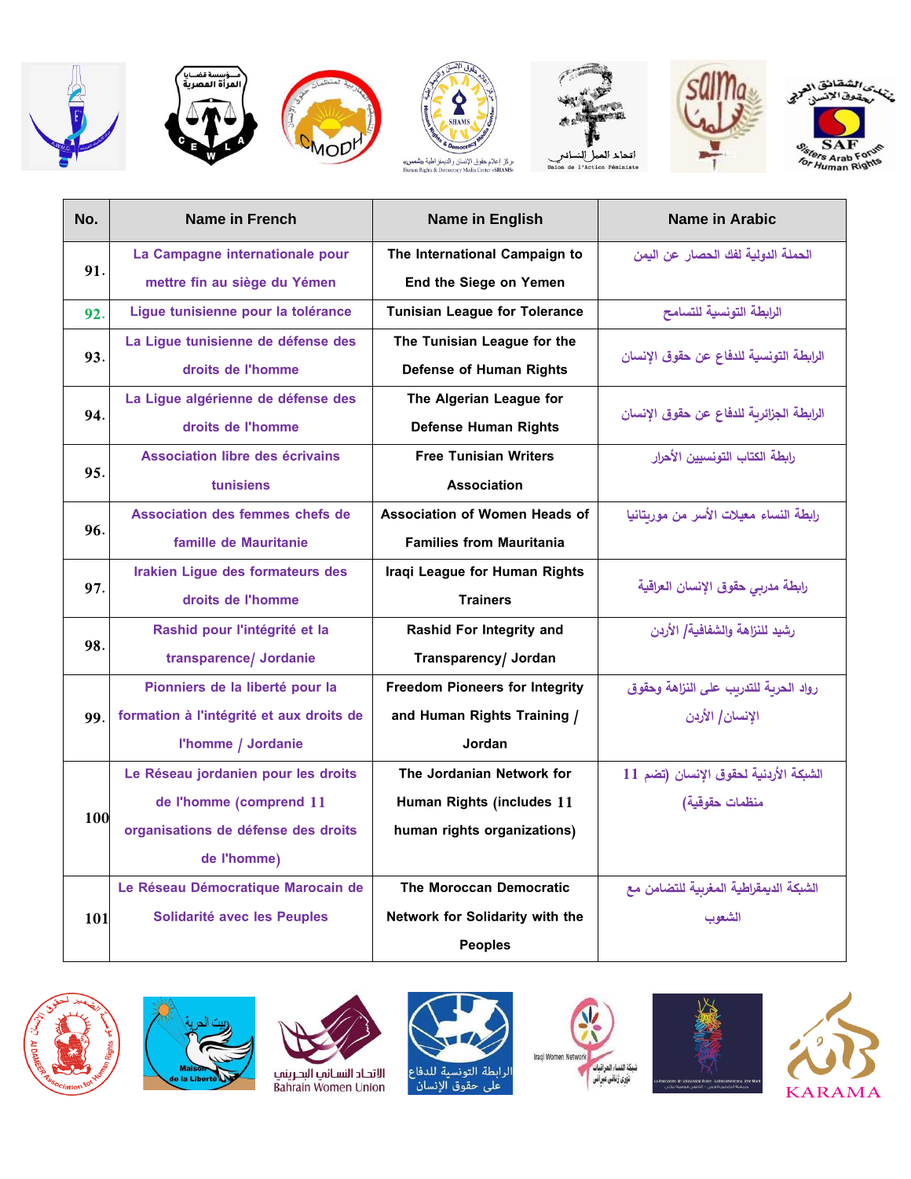| No. | Name in French | Name in English | Name in Arabic |
|---|---|---|---|
| 91. | La Campagne internationale pour mettre fin au siège du Yémen | The International Campaign to End the Siege on Yemen | الحملة الدولية لفك الحصار عن اليمن |
| 92. | Ligue tunisienne pour la tolérance | Tunisian League for Tolerance | الرابطة التونسية للتسامح |
| 93. | La Ligue tunisienne de défense des droits de l'homme | The Tunisian League for the Defense of Human Rights | الرابطة التونسية للدفاع عن حقوق الإنسان |
| 94. | La Ligue algérienne de défense des droits de l'homme | The Algerian League for Defense Human Rights | الرابطة الجزائرية للدفاع عن حقوق الإنسان |
| 95. | Association libre des écrivains tunisiens | Free Tunisian Writers Association | رابطة الكتاب التونسيين الأحرار |
| 96. | Association des femmes chefs de famille de Mauritanie | Association of Women Heads of Families from Mauritania | رابطة النساء معيلات الأسر من موريتانيا |
| 97. | Irakien Ligue des formateurs des droits de l'homme | Iraqi League for Human Rights Trainers | رابطة مدربي حقوق الإنسان العراقية |
| 98. | Rashid pour l'intégrité et la transparence/ Jordanie | Rashid For Integrity and Transparency/ Jordan | رشيد للنزاهة والشفافية/ الأردن |
| 99. | Pionniers de la liberté pour la formation à l'intégrité et aux droits de l'homme / Jordanie | Freedom Pioneers for Integrity and Human Rights Training / Jordan | رواد الحرية للتدريب على النزاهة وحقوق الإنسان/ الأردن |
| 100 | Le Réseau jordanien pour les droits de l'homme (comprend 11 organisations de défense des droits de l'homme) | The Jordanian Network for Human Rights (includes 11 human rights organizations) | الشبكة الأردنية لحقوق الإنسان (تضم 11 منظمات حقوقية) |
| 101 | Le Réseau Démocratique Marocain de Solidarité avec les Peuples | The Moroccan Democratic Network for Solidarity with the Peoples | الشبكة الديمقراطية المغربية للتضامن مع الشعوب |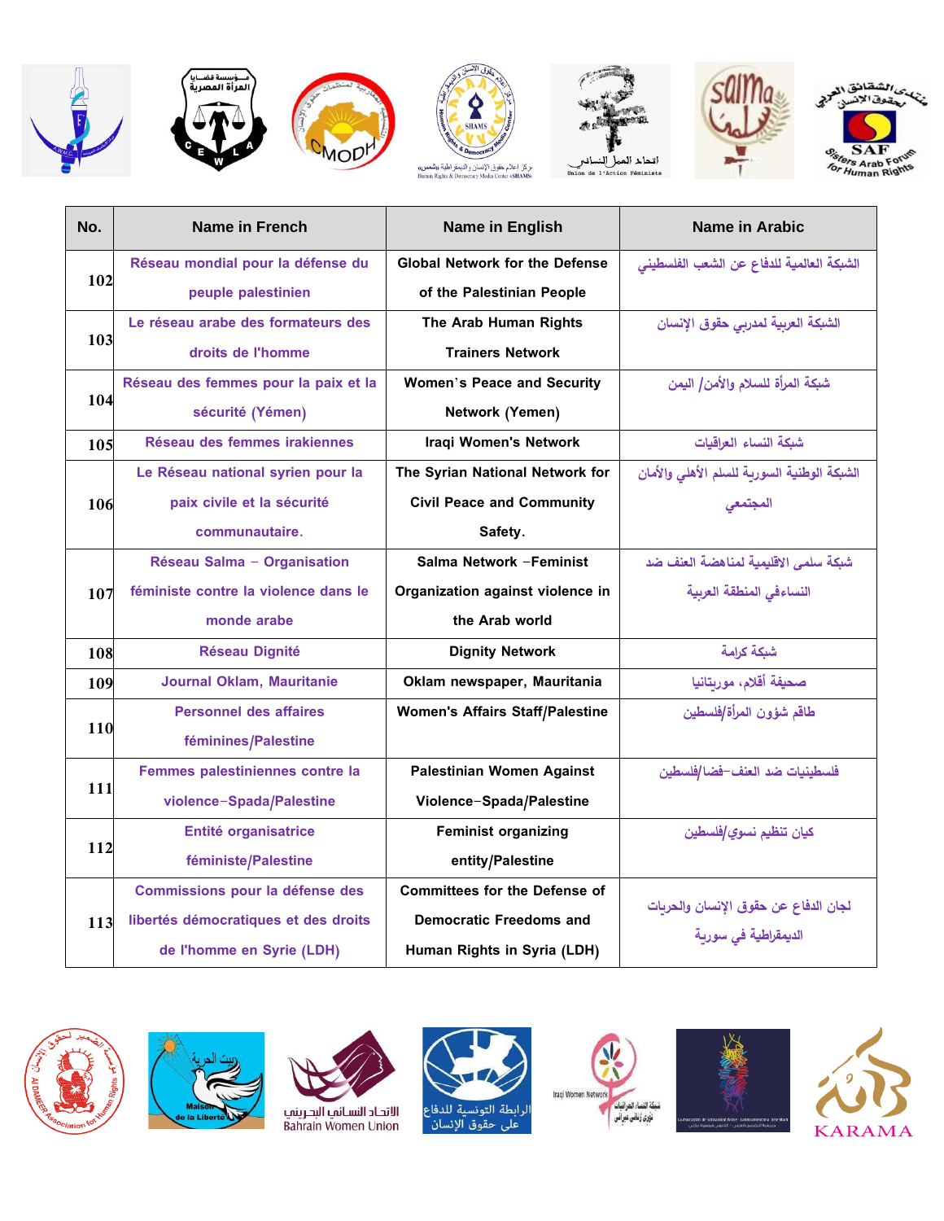| No. | Name in French | Name in English | Name in Arabic |
|---|---|---|---|
| 102 | Réseau mondial pour la défense du peuple palestinien | Global Network for the Defense of the Palestinian People | الشبكة العالمية للدفاع عن الشعب الفلسطيني |
| 103 | Le réseau arabe des formateurs des droits de l'homme | The Arab Human Rights Trainers Network | الشبكة العربية لمدربي حقوق الإنسان |
| 104 | Réseau des femmes pour la paix et la sécurité (Yémen) | Women`s Peace and Security Network (Yemen) | شبكة المرأة للسلام والأمن/ اليمن |
| 105 | Réseau des femmes irakiennes | Iraqi Women's Network | شبكة النساء العراقيات |
| 106 | Le Réseau national syrien pour la paix civile et la sécurité communautaire. | The Syrian National Network for Civil Peace and Community Safety. | الشبكة الوطنية السورية للسلم الأهلي والأمان المجتمعي |
| 107 | Réseau Salma – Organisation féministe contre la violence dans le monde arabe | Salma Network –Feminist Organization against violence in the Arab world | شبكة سلمى الاقليمية لمناهضة العنف ضد النساءفي المنطقة العربية |
| 108 | Réseau Dignité | Dignity Network | شبكة كرامة |
| 109 | Journal Oklam, Mauritanie | Oklam newspaper, Mauritania | صحيفة أقلام، موريتانيا |
| 110 | Personnel des affaires féminines/Palestine | Women's Affairs Staff/Palestine | طاقم شؤون المرأة/فلسطين |
| 111 | Femmes palestiniennes contre la violence–Spada/Palestine | Palestinian Women Against Violence-Spada/Palestine | فلسطينيات ضد العنف–فضا/فلسطين |
| 112 | Entité organisatrice féministe/Palestine | Feminist organizing entity/Palestine | كيان تنظيم نسوي/فلسطين |
| 113 | Commissions pour la défense des libertés démocratiques et des droits de l'homme en Syrie (LDH) | Committees for the Defense of Democratic Freedoms and Human Rights in Syria (LDH) | لجان الدفاع عن حقوق الإنسان والحريات الديمقراطية في سورية |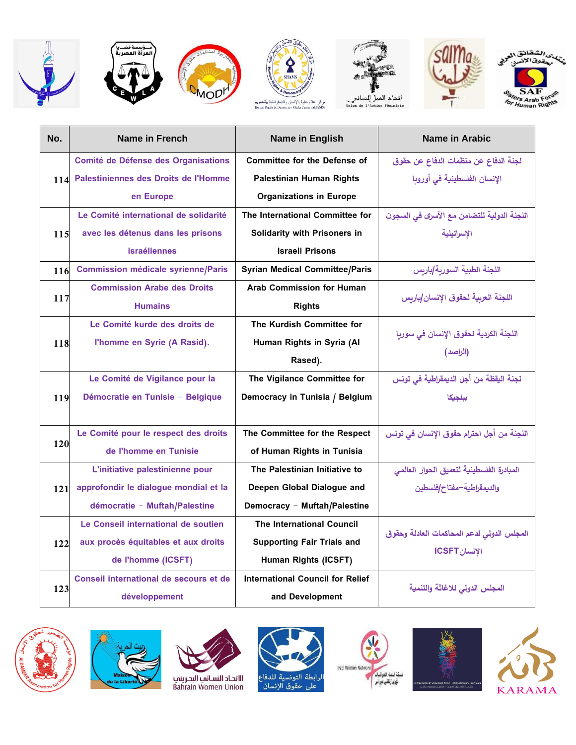| No. | Name in French | Name in English | Name in Arabic |
|---|---|---|---|
| 114 | Comité de Défense des Organisations Palestiniennes des Droits de l'Homme en Europe | Committee for the Defense of Palestinian Human Rights Organizations in Europe | لجنة الدفاع عن منظمات الدفاع عن حقوق الإنسان الفلسطينية في أوروبا |
| 115 | Le Comité international de solidarité avec les détenus dans les prisons israéliennes | The International Committee for Solidarity with Prisoners in Israeli Prisons | اللجنة الدولية للتضامن مع الأسرى في السجون الإسرائيلية |
| 116 | Commission médicale syrienne/Paris | Syrian Medical Committee/Paris | اللجنة الطبية السورية/باريس |
| 117 | Commission Arabe des Droits Humains | Arab Commission for Human Rights | اللجنة العربية لحقوق الإنسان/باريس |
| 118 | Le Comité kurde des droits de l'homme en Syrie (A Rasid). | The Kurdish Committee for Human Rights in Syria (Al Rased). | اللجنة الكردية لحقوق الإنسان في سوريا (الراصد) |
| 119 | Le Comité de Vigilance pour la Démocratie en Tunisie – Belgique | The Vigilance Committee for Democracy in Tunisia / Belgium | لجنة اليقظة من أجل الديمقراطية في تونس ببلجيكا |
| 120 | Le Comité pour le respect des droits de l'homme en Tunisie | The Committee for the Respect of Human Rights in Tunisia | اللجنة من أجل احترام حقوق الإنسان في تونس |
| 121 | L'initiative palestinienne pour approfondir le dialogue mondial et la démocratie – Muftah/Palestine | The Palestinian Initiative to Deepen Global Dialogue and Democracy – Muftah/Palestine | المبادرة الفلسطينية لتعميق الحوار العالمي والديمقراطية–مفتاح/فلسطين |
| 122 | Le Conseil international de soutien aux procès équitables et aux droits de l'homme (ICSFT) | The International Council Supporting Fair Trials and Human Rights (ICSFT) | المجلس الدولي لدعم المحاكمات العادلة وحقوق الإنسانICSFT |
| 123 | Conseil international de secours et de développement | International Council for Relief and Development | المجلس الدولي للاغاثة والتنمية |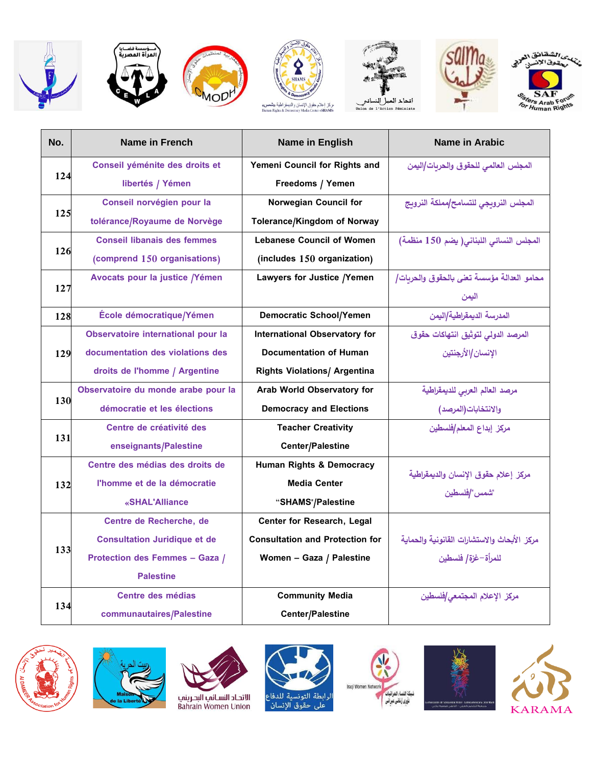| No. | Name in French | Name in English | Name in Arabic |
|---|---|---|---|
| 124 | Conseil yéménite des droits et libertés / Yémen | Yemeni Council for Rights and Freedoms / Yemen | المجلس العالمي للحقوق والحريات/اليمن |
| 125 | Conseil norvégien pour la tolérance/Royaume de Norvège | Norwegian Council for Tolerance/Kingdom of Norway | المجلس النرويجي للتسامح/مملكة النرويج |
| 126 | Conseil libanais des femmes (comprend 150 organisations) | Lebanese Council of Women (includes 150 organization) | المجلس النسائي اللبناني( يضم 150 منظمة) |
| 127 | Avocats pour la justice /Yémen | Lawyers for Justice /Yemen | محامو العدالة مؤسسة تعنى بالحقوق والحريات/ اليمن |
| 128 | École démocratique/Yémen | Democratic School/Yemen | المدرسة الديمقراطية/اليمن |
| 129 | Observatoire international pour la documentation des violations des droits de l'homme / Argentine | International Observatory for Documentation of Human Rights Violations/ Argentina | المرصد الدولي لتوثيق انتهاكات حقوق الإنسان/الأرجنتين |
| 130 | Observatoire du monde arabe pour la démocratie et les élections | Arab World Observatory for Democracy and Elections | مرصد العالم العربي للديمقراطية والانتخابات(المرصد) |
| 131 | Centre de créativité des enseignants/Palestine | Teacher Creativity Center/Palestine | مركز إبداع المعلم/فلسطين |
| 132 | Centre des médias des droits de l'homme et de la démocratie «SHAL'Alliance | Human Rights & Democracy Media Center "SHAMS"/Palestine | مركز إعلام حقوق الإنسان والديمقراطية "شمس"/فلسطين |
| 133 | Centre de Recherche, de Consultation Juridique et de Protection des Femmes – Gaza / Palestine | Center for Research, Legal Consultation and Protection for Women – Gaza / Palestine | مركز الأبحاث والاستشارات القانونية والحماية للمرأة–غزة/ فلسطين |
| 134 | Centre des médias communautaires/Palestine | Community Media Center/Palestine | مركز الإعلام المجتمعي/فلسطين |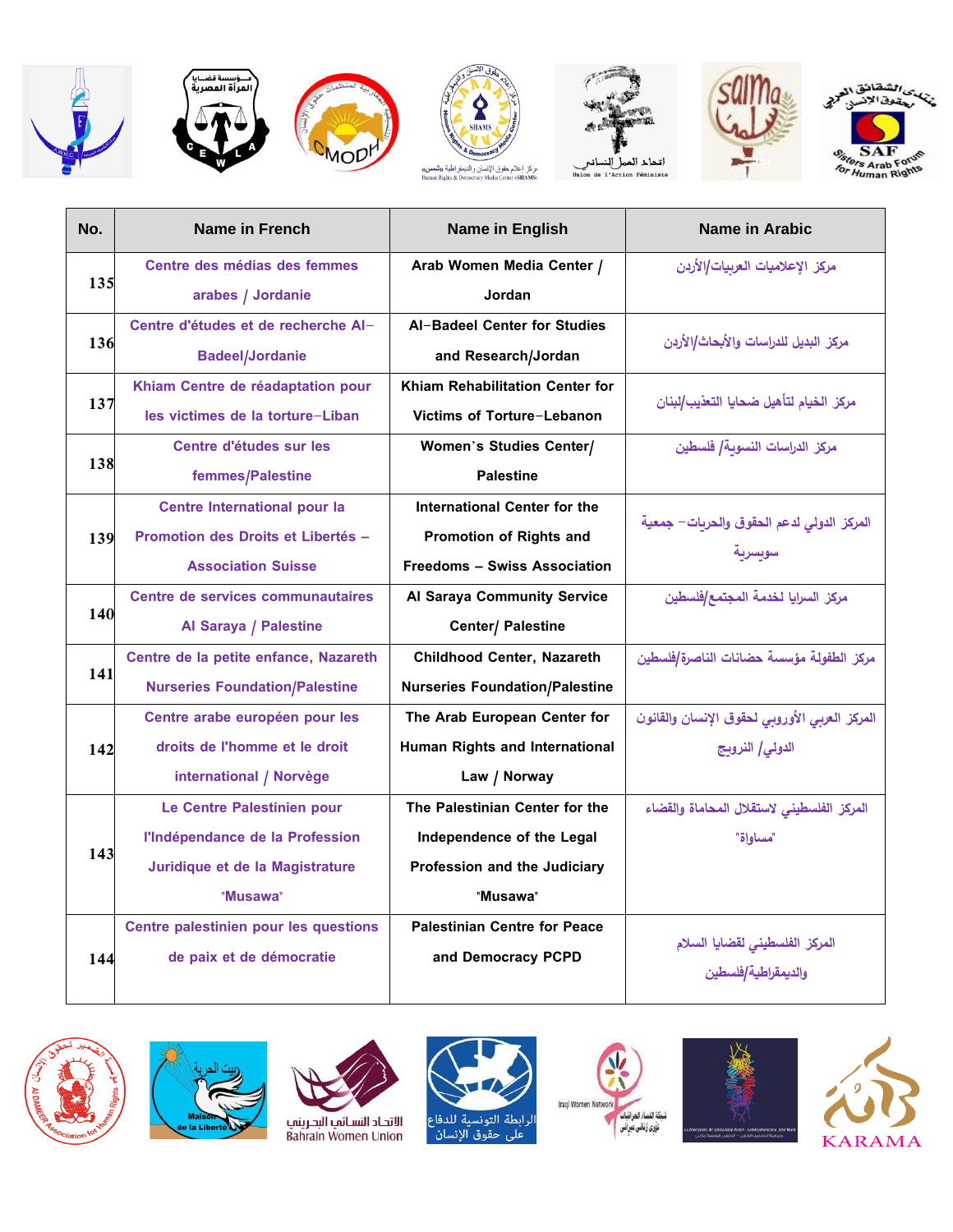| No. | Name in French | Name in English | Name in Arabic |
|---|---|---|---|
| 135 | Centre des médias des femmes arabes / Jordanie | Arab Women Media Center / Jordan | مركز الإعلاميات العربيات/الأردن |
| 136 | Centre d'études et de recherche Al-Badeel/Jordanie | Al-Badeel Center for Studies and Research/Jordan | مركز البديل للدراسات والأبحاث/الأردن |
| 137 | Khiam Centre de réadaptation pour les victimes de la torture-Liban | Khiam Rehabilitation Center for Victims of Torture-Lebanon | مركز الخيام لتأهيل ضحايا التعذيب/لبنان |
| 138 | Centre d'études sur les femmes/Palestine | Women`s Studies Center/ Palestine | مركز الدراسات النسوية/ فلسطين |
| 139 | Centre International pour la Promotion des Droits et Libertés – Association Suisse | International Center for the Promotion of Rights and Freedoms – Swiss Association | المركز الدولي لدعم الحقوق والحريات - جمعية سويسرية |
| 140 | Centre de services communautaires Al Saraya / Palestine | Al Saraya Community Service Center/ Palestine | مركز السرايا لخدمة المجتمع/فلسطين |
| 141 | Centre de la petite enfance, Nazareth Nurseries Foundation/Palestine | Childhood Center, Nazareth Nurseries Foundation/Palestine | مركز الطفولة مؤسسة حضانات الناصرة/فلسطين |
| 142 | Centre arabe européen pour les droits de l'homme et le droit international / Norvège | The Arab European Center for Human Rights and International Law / Norway | المركز العربي الأوروبي لحقوق الإنسان والقانون الدولي/ النرويج |
| 143 | Le Centre Palestinien pour l'Indépendance de la Profession Juridique et de la Magistrature "Musawa" | The Palestinian Center for the Independence of the Legal Profession and the Judiciary "Musawa" | المركز الفلسطيني لاستقلال المحاماة والقضاء "مساواة" |
| 144 | Centre palestinien pour les questions de paix et de démocratie | Palestinian Centre for Peace and Democracy PCPD | المركز الفلسطيني لقضايا السلام والديمقراطية/فلسطين |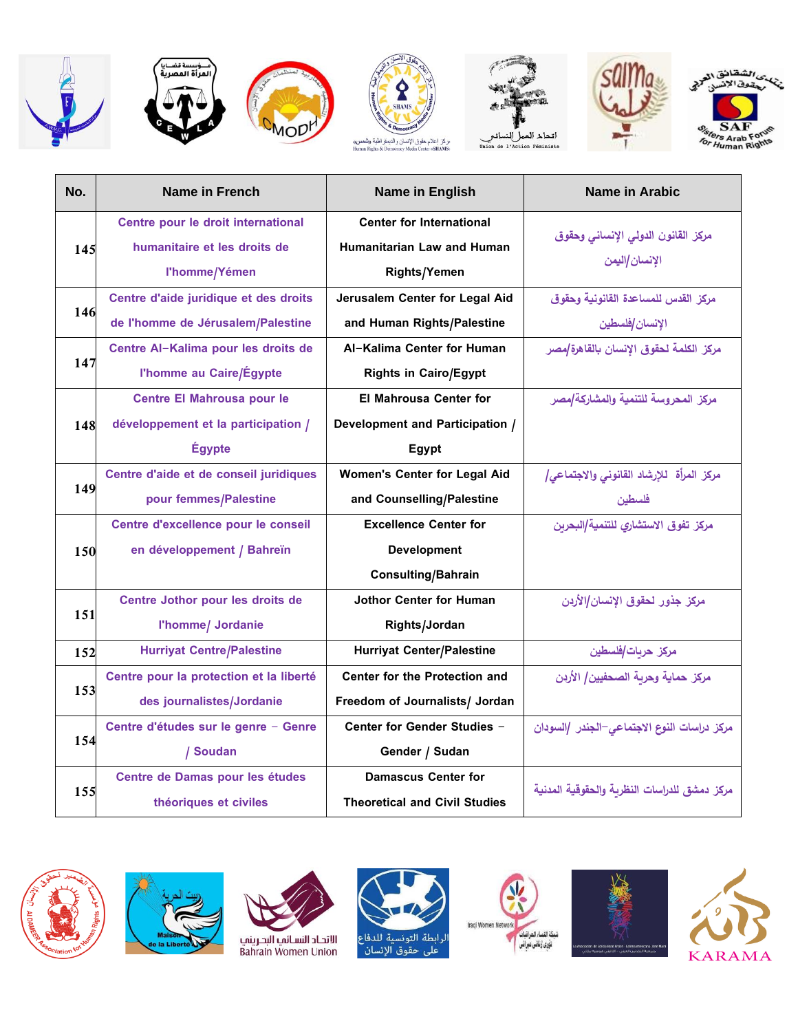| No. | Name in French | Name in English | Name in Arabic |
|---|---|---|---|
| 145 | Centre pour le droit international humanitaire et les droits de l'homme/Yémen | Center for International Humanitarian Law and Human Rights/Yemen | مركز القانون الدولي الإنساني وحقوق الإنسان/اليمن |
| 146 | Centre d'aide juridique et des droits de l'homme de Jérusalem/Palestine | Jerusalem Center for Legal Aid and Human Rights/Palestine | مركز القدس للمساعدة القانونية وحقوق الإنسان/فلسطين |
| 147 | Centre Al-Kalima pour les droits de l'homme au Caire/Égypte | Al-Kalima Center for Human Rights in Cairo/Egypt | مركز الكلمة لحقوق الإنسان بالقاهرة/مصر |
| 148 | Centre El Mahrousa pour le développement et la participation / Égypte | El Mahrousa Center for Development and Participation / Egypt | مركز المحروسة للتنمية والمشاركة/مصر |
| 149 | Centre d'aide et de conseil juridiques pour femmes/Palestine | Women's Center for Legal Aid and Counselling/Palestine | مركز المرأة للإرشاد القانوني والاجتماعي/فلسطين |
| 150 | Centre d'excellence pour le conseil en développement / Bahreïn | Excellence Center for Development Consulting/Bahrain | مركز تفوق الاستشاري للتنمية/البحرين |
| 151 | Centre Jothor pour les droits de l'homme/ Jordanie | Jothor Center for Human Rights/Jordan | مركز جذور لحقوق الإنسان/الأردن |
| 152 | Hurriyat Centre/Palestine | Hurriyat Center/Palestine | مركز حريات/فلسطين |
| 153 | Centre pour la protection et la liberté des journalistes/Jordanie | Center for the Protection and Freedom of Journalists/ Jordan | مركز حماية وحرية الصحفيين/ الأردن |
| 154 | Centre d'études sur le genre – Genre / Soudan | Center for Gender Studies – Gender / Sudan | مركز دراسات النوع الاجتماعي–الجندر /السودان |
| 155 | Centre de Damas pour les études théoriques et civiles | Damascus Center for Theoretical and Civil Studies | مركز دمشق للدراسات النظرية والحقوقية المدنية |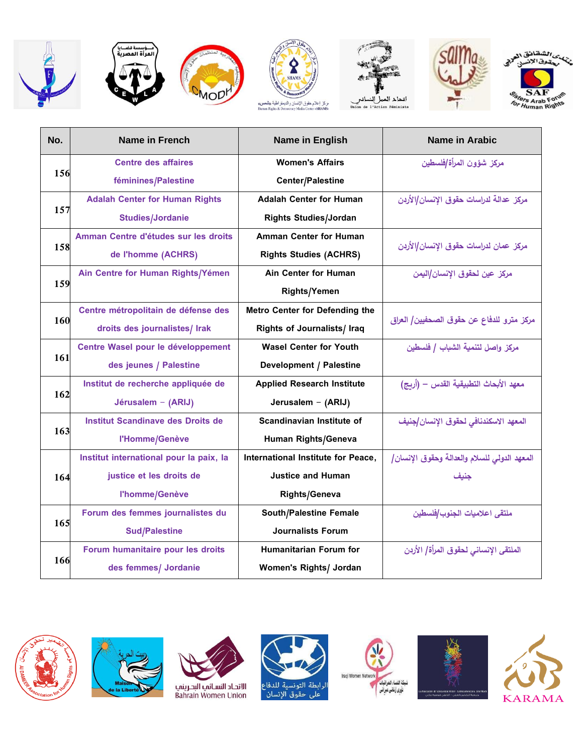| No. | Name in French | Name in English | Name in Arabic |
|---|---|---|---|
| 156 | Centre des affaires féminines/Palestine | Women's Affairs Center/Palestine | مركز شؤون المرأة/فلسطين |
| 157 | Adalah Center for Human Rights Studies/Jordanie | Adalah Center for Human Rights Studies/Jordan | مركز عدالة لدراسات حقوق الإنسان/الأردن |
| 158 | Amman Centre d'études sur les droits de l'homme (ACHRS) | Amman Center for Human Rights Studies (ACHRS) | مركز عمان لدراسات حقوق الإنسان/الأردن |
| 159 | Ain Centre for Human Rights/Yémen | Ain Center for Human Rights/Yemen | مركز عين لحقوق الإنسان/اليمن |
| 160 | Centre métropolitain de défense des droits des journalistes/ Irak | Metro Center for Defending the Rights of Journalists/ Iraq | مركز مترو للدفاع عن حقوق الصحفيين/ العراق |
| 161 | Centre Wasel pour le développement des jeunes / Palestine | Wasel Center for Youth Development / Palestine | مركز واصل لتنمية الشباب / فلسطين |
| 162 | Institut de recherche appliquée de Jérusalem – (ARIJ) | Applied Research Institute Jerusalem – (ARIJ) | معهد الأبحاث التطبيقية القدس – (أريج) |
| 163 | Institut Scandinave des Droits de l'Homme/Genève | Scandinavian Institute of Human Rights/Geneva | المعهد الاسكندنافي لحقوق الإنسان/جنيف |
| 164 | Institut international pour la paix, la justice et les droits de l'homme/Genève | International Institute for Peace, Justice and Human Rights/Geneva | المعهد الدولي للسلام والعدالة وحقوق الإنسان/ جنيف |
| 165 | Forum des femmes journalistes du Sud/Palestine | South/Palestine Female Journalists Forum | ملتقى اعلاميات الجنوب/فلسطين |
| 166 | Forum humanitaire pour les droits des femmes/ Jordanie | Humanitarian Forum for Women's Rights/ Jordan | الملتقى الإنساني لحقوق المرأة/ الأردن |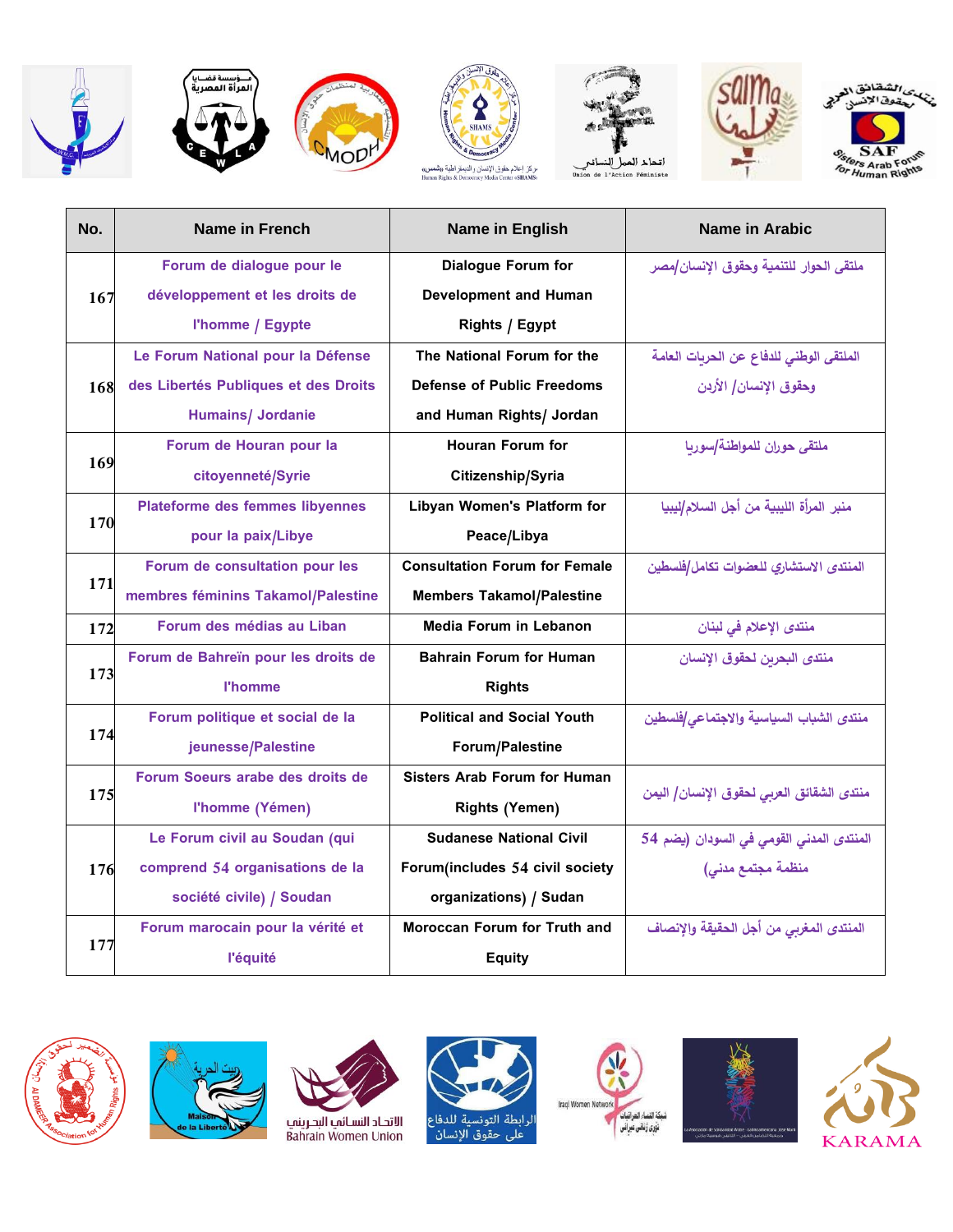| No. | Name in French | Name in English | Name in Arabic |
|---|---|---|---|
| 167 | Forum de dialogue pour le développement et les droits de l'homme / Egypte | Dialogue Forum for Development and Human Rights / Egypt | ملتقى الحوار للتنمية وحقوق الإنسان/مصر |
| 168 | Le Forum National pour la Défense des Libertés Publiques et des Droits Humains/ Jordanie | The National Forum for the Defense of Public Freedoms and Human Rights/ Jordan | الملتقى الوطني للدفاع عن الحريات العامة وحقوق الإنسان/ الأردن |
| 169 | Forum de Houran pour la citoyenneté/Syrie | Houran Forum for Citizenship/Syria | ملتقى حوران للمواطنة/سوريا |
| 170 | Plateforme des femmes libyennes pour la paix/Libye | Libyan Women's Platform for Peace/Libya | منبر المرأة الليبية من أجل السلام/ليبيا |
| 171 | Forum de consultation pour les membres féminins Takamol/Palestine | Consultation Forum for Female Members Takamol/Palestine | المنتدى الاستشاري للعضوات تكامل/فلسطين |
| 172 | Forum des médias au Liban | Media Forum in Lebanon | منتدى الإعلام في لبنان |
| 173 | Forum de Bahreïn pour les droits de l'homme | Bahrain Forum for Human Rights | منتدى البحرين لحقوق الإنسان |
| 174 | Forum politique et social de la jeunesse/Palestine | Political and Social Youth Forum/Palestine | منتدى الشباب السياسية والاجتماعي/فلسطين |
| 175 | Forum Soeurs arabe des droits de l'homme (Yémen) | Sisters Arab Forum for Human Rights (Yemen) | منتدى الشقائق العربي لحقوق الإنسان/ اليمن |
| 176 | Le Forum civil au Soudan (qui comprend 54 organisations de la société civile) / Soudan | Sudanese National Civil Forum(includes 54 civil society organizations) / Sudan | المنتدى المدني القومي في السودان (يضم 54 منظمة مجتمع مدني) |
| 177 | Forum marocain pour la vérité et l'équité | Moroccan Forum for Truth and Equity | المنتدى المغربي من أجل الحقيقة والإنصاف |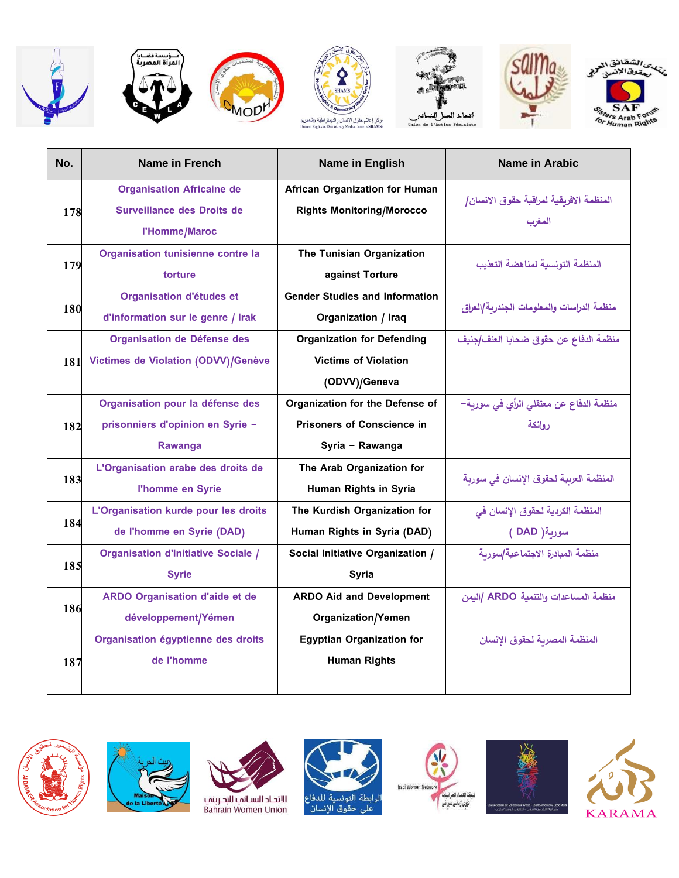| No. | Name in French | Name in English | Name in Arabic |
|---|---|---|---|
| 178 | Organisation Africaine de Surveillance des Droits de l'Homme/Maroc | African Organization for Human Rights Monitoring/Morocco | المنظمة الافريقية لمراقبة حقوق الانسان/ المغرب |
| 179 | Organisation tunisienne contre la torture | The Tunisian Organization against Torture | المنظمة التونسية لمناهضة التعذيب |
| 180 | Organisation d'études et d'information sur le genre / Irak | Gender Studies and Information Organization / Iraq | منظمة الدراسات والمعلومات الجندرية/العراق |
| 181 | Organisation de Défense des Victimes de Violation (ODVV)/Genève | Organization for Defending Victims of Violation (ODVV)/Geneva | منظمة الدفاع عن حقوق ضحايا العنف/جنيف |
| 182 | Organisation pour la défense des prisonniers d'opinion en Syrie – Rawanga | Organization for the Defense of Prisoners of Conscience in Syria – Rawanga | منظمة الدفاع عن معتقلي الرأي في سورية– روانكة |
| 183 | L'Organisation arabe des droits de l'homme en Syrie | The Arab Organization for Human Rights in Syria | المنظمة العربية لحقوق الإنسان في سورية |
| 184 | L'Organisation kurde pour les droits de l'homme en Syrie (DAD) | The Kurdish Organization for Human Rights in Syria (DAD) | المنظمة الكردية لحقوق الإنسان في سورية( DAD ) |
| 185 | Organisation d'Initiative Sociale / Syrie | Social Initiative Organization / Syria | منظمة المبادرة الاجتماعية/سورية |
| 186 | ARDO Organisation d'aide et de développement/Yémen | ARDO Aid and Development Organization/Yemen | منظمة المساعدات والتنمية ARDO /اليمن |
| 187 | Organisation égyptienne des droits de l'homme | Egyptian Organization for Human Rights | المنظمة المصرية لحقوق الإنسان |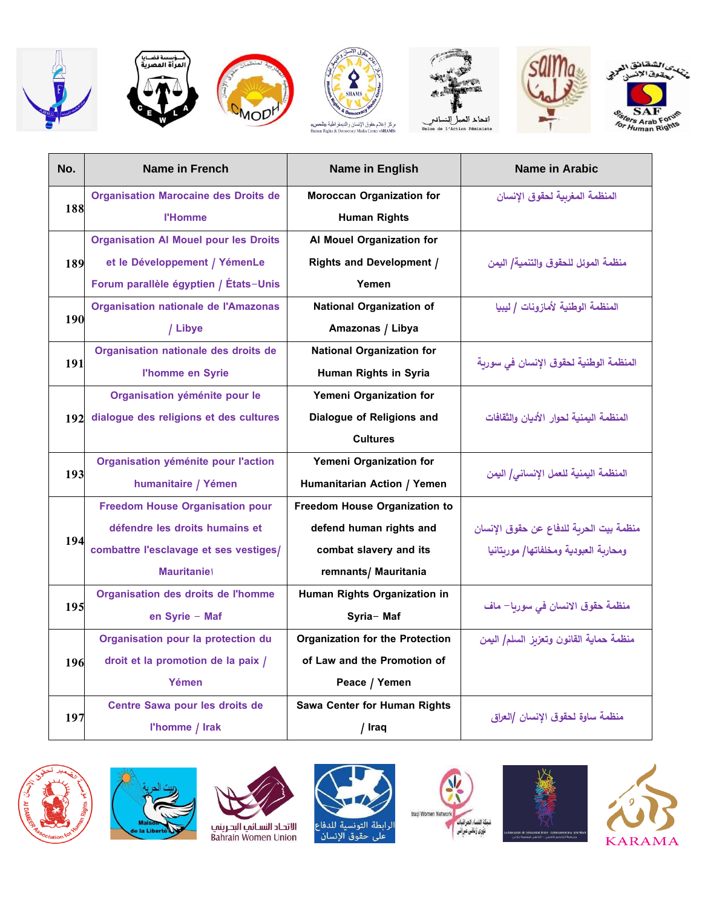| No. | Name in French | Name in English | Name in Arabic |
|---|---|---|---|
| 188 | Organisation Marocaine des Droits de l'Homme | Moroccan Organization for Human Rights | المنظمة المغربية لحقوق الإنسان |
| 189 | Organisation Al Mouel pour les Droits et le Développement / YémenLe Forum parallèle égyptien / États-Unis | Al Mouel Organization for Rights and Development / Yemen | منظمة الموئل للحقوق والتنمية/ اليمن |
| 190 | Organisation nationale de l'Amazonas / Libye | National Organization of Amazonas / Libya | المنظمة الوطنية لأمازونات / ليبيا |
| 191 | Organisation nationale des droits de l'homme en Syrie | National Organization for Human Rights in Syria | المنظمة الوطنية لحقوق الإنسان في سورية |
| 192 | Organisation yéménite pour le dialogue des religions et des cultures | Yemeni Organization for Dialogue of Religions and Cultures | المنظمة اليمنية لحوار الأديان والثقافات |
| 193 | Organisation yéménite pour l'action humanitaire / Yémen | Yemeni Organization for Humanitarian Action / Yemen | المنظمة اليمنية للعمل الإنساني/ اليمن |
| 194 | Freedom House Organisation pour défendre les droits humains et combattre l'esclavage et ses vestiges/ Mauritanie | Freedom House Organization to defend human rights and combat slavery and its remnants/ Mauritania | منظمة بيت الحرية للدفاع عن حقوق الإنسان ومحاربة العبودية ومخلفاتها/ موريتانيا |
| 195 | Organisation des droits de l'homme en Syrie - Maf | Human Rights Organization in Syria- Maf | منظمة حقوق الانسان في سوريا- ماف |
| 196 | Organisation pour la protection du droit et la promotion de la paix / Yémen | Organization for the Protection of Law and the Promotion of Peace / Yemen | منظمة حماية القانون وتعزيز السلم/ اليمن |
| 197 | Centre Sawa pour les droits de l'homme / Irak | Sawa Center for Human Rights / Iraq | منظمة ساوة لحقوق الإنسان /العراق |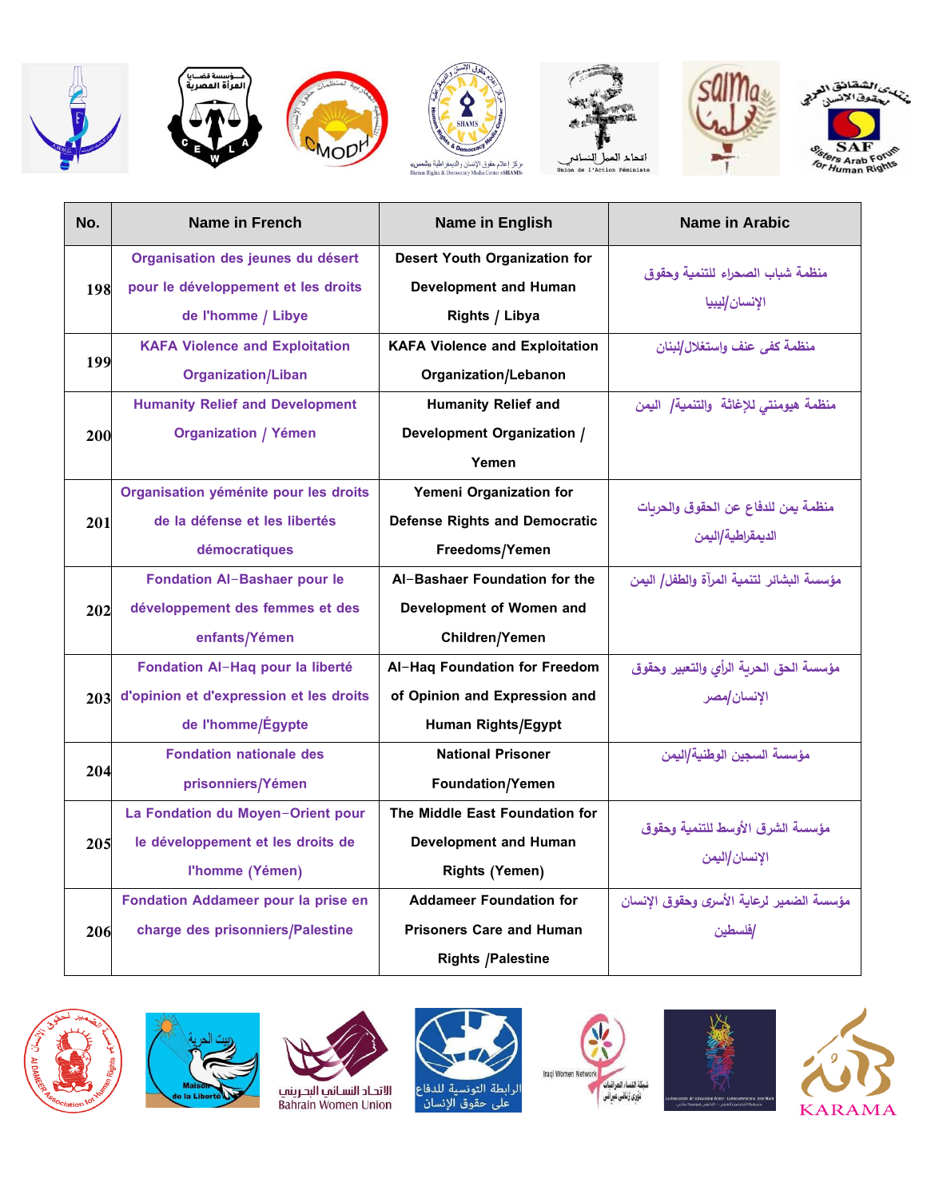| No. | Name in French | Name in English | Name in Arabic |
|---|---|---|---|
| 198 | Organisation des jeunes du désert pour le développement et les droits de l'homme / Libye | Desert Youth Organization for Development and Human Rights / Libya | منظمة شباب الصحراء للتنمية وحقوق الإنسان/ليبيا |
| 199 | KAFA Violence and Exploitation Organization/Liban | KAFA Violence and Exploitation Organization/Lebanon | منظمة كفى عنف واستغلال/لبنان |
| 200 | Humanity Relief and Development Organization / Yémen | Humanity Relief and Development Organization / Yemen | منظمة هيومنتي للإغاثة والتنمية/ اليمن |
| 201 | Organisation yéménite pour les droits de la défense et les libertés démocratiques | Yemeni Organization for Defense Rights and Democratic Freedoms/Yemen | منظمة يمن للدفاع عن الحقوق والحريات الديمقراطية/اليمن |
| 202 | Fondation Al-Bashaer pour le développement des femmes et des enfants/Yémen | Al-Bashaer Foundation for the Development of Women and Children/Yemen | مؤسسة البشائر لتنمية المرآة والطفل/ اليمن |
| 203 | Fondation Al-Haq pour la liberté d'opinion et d'expression et les droits de l'homme/Égypte | Al-Haq Foundation for Freedom of Opinion and Expression and Human Rights/Egypt | مؤسسة الحق الحرية الرأي والتعبير وحقوق الإنسان/مصر |
| 204 | Fondation nationale des prisonniers/Yémen | National Prisoner Foundation/Yemen | مؤسسة السجين الوطنية/اليمن |
| 205 | La Fondation du Moyen-Orient pour le développement et les droits de l'homme (Yémen) | The Middle East Foundation for Development and Human Rights (Yemen) | مؤسسة الشرق الأوسط للتنمية وحقوق الإنسان/اليمن |
| 206 | Fondation Addameer pour la prise en charge des prisonniers/Palestine | Addameer Foundation for Prisoners Care and Human Rights /Palestine | مؤسسة الضمير لرعاية الأسرى وحقوق الإنسان /فلسطين |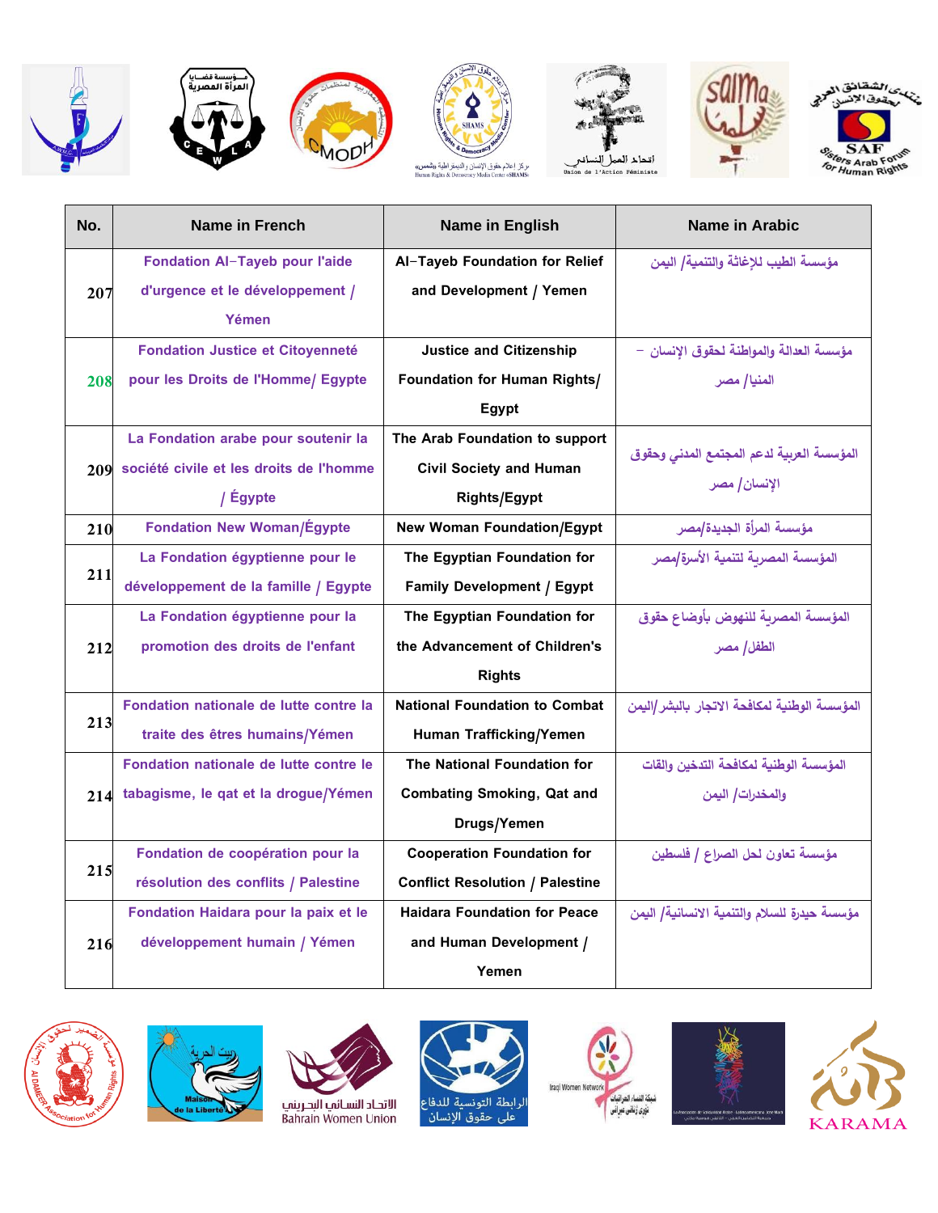| No. | Name in French | Name in English | Name in Arabic |
|---|---|---|---|
| 207 | Fondation Al–Tayeb pour l'aide d'urgence et le développement / Yémen | Al–Tayeb Foundation for Relief and Development / Yemen | مؤسسة الطيب للإغاثة والتنمية/ اليمن |
| 208 | Fondation Justice et Citoyenneté pour les Droits de l'Homme/ Egypte | Justice and Citizenship Foundation for Human Rights/ Egypt | مؤسسة العدالة والمواطنة لحقوق الإنسان – المنيا/ مصر |
| 209 | La Fondation arabe pour soutenir la société civile et les droits de l'homme / Égypte | The Arab Foundation to support Civil Society and Human Rights/Egypt | المؤسسة العربية لدعم المجتمع المدني وحقوق الإنسان/ مصر |
| 210 | Fondation New Woman/Égypte | New Woman Foundation/Egypt | مؤسسة المرأة الجديدة/مصر |
| 211 | La Fondation égyptienne pour le développement de la famille / Egypte | The Egyptian Foundation for Family Development / Egypt | المؤسسة المصرية لتنمية الأسرة/مصر |
| 212 | La Fondation égyptienne pour la promotion des droits de l'enfant | The Egyptian Foundation for the Advancement of Children's Rights | المؤسسة المصرية للنهوض بأوضاع حقوق الطفل/ مصر |
| 213 | Fondation nationale de lutte contre la traite des êtres humains/Yémen | National Foundation to Combat Human Trafficking/Yemen | المؤسسة الوطنية لمكافحة الاتجار بالبشر/اليمن |
| 214 | Fondation nationale de lutte contre le tabagisme, le qat et la drogue/Yémen | The National Foundation for Combating Smoking, Qat and Drugs/Yemen | المؤسسة الوطنية لمكافحة التدخين والقات والمخدرات/ اليمن |
| 215 | Fondation de coopération pour la résolution des conflits / Palestine | Cooperation Foundation for Conflict Resolution / Palestine | مؤسسة تعاون لحل الصراع / فلسطين |
| 216 | Fondation Haidara pour la paix et le développement humain / Yémen | Haidara Foundation for Peace and Human Development / Yemen | مؤسسة حيدرة للسلام والتنمية الانسانية/ اليمن |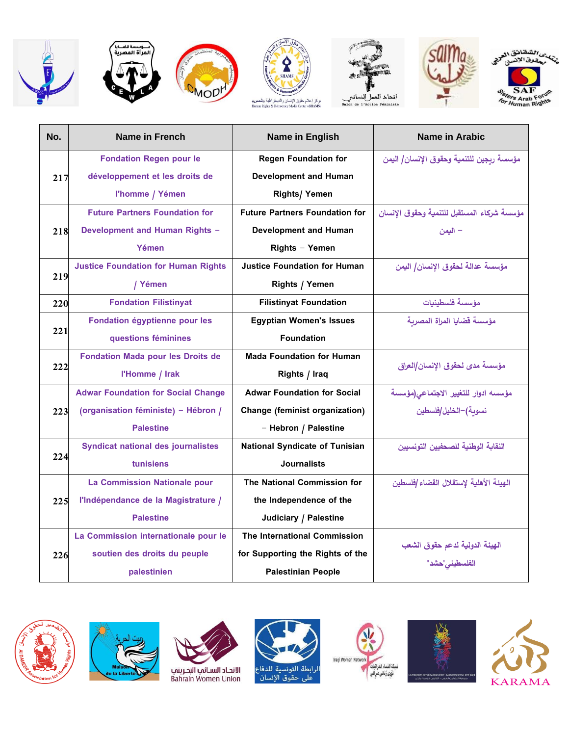| No. | Name in French | Name in English | Name in Arabic |
|---|---|---|---|
| 217 | Fondation Regen pour le développement et les droits de l'homme / Yémen | Regen Foundation for Development and Human Rights/ Yemen | مؤسسة ريجين للتنمية وحقوق الإنسان/ اليمن |
| 218 | Future Partners Foundation for Development and Human Rights – Yémen | Future Partners Foundation for Development and Human Rights – Yemen | مؤسسة شركاء المستقبل للتنمية وحقوق الإنسان – اليمن |
| 219 | Justice Foundation for Human Rights / Yémen | Justice Foundation for Human Rights / Yemen | مؤسسة عدالة لحقوق الإنسان/ اليمن |
| 220 | Fondation Filistinyat | Filistinyat Foundation | مؤسسة فلسطينيات |
| 221 | Fondation égyptienne pour les questions féminines | Egyptian Women's Issues Foundation | مؤسسة قضايا المراة المصرية |
| 222 | Fondation Mada pour les Droits de l'Homme / Irak | Mada Foundation for Human Rights / Iraq | مؤسسة مدى لحقوق الإنسان/العراق |
| 223 | Adwar Foundation for Social Change (organisation féministe) – Hébron / Palestine | Adwar Foundation for Social Change (feminist organization) – Hebron / Palestine | مؤسسه ادوار للتغيير الاجتماعي(مؤسسة نسوية)–الخليل/فلسطين |
| 224 | Syndicat national des journalistes tunisiens | National Syndicate of Tunisian Journalists | النقابة الوطنية للصحفيين التونسيين |
| 225 | La Commission Nationale pour l'Indépendance de la Magistrature / Palestine | The National Commission for the Independence of the Judiciary / Palestine | الهيئة الأهلية لإستقلال القضاء/فلسطين |
| 226 | La Commission internationale pour le soutien des droits du peuple palestinien | The International Commission for Supporting the Rights of the Palestinian People | الهيئة الدولية لدعم حقوق الشعب الفلسطيني"حشد" |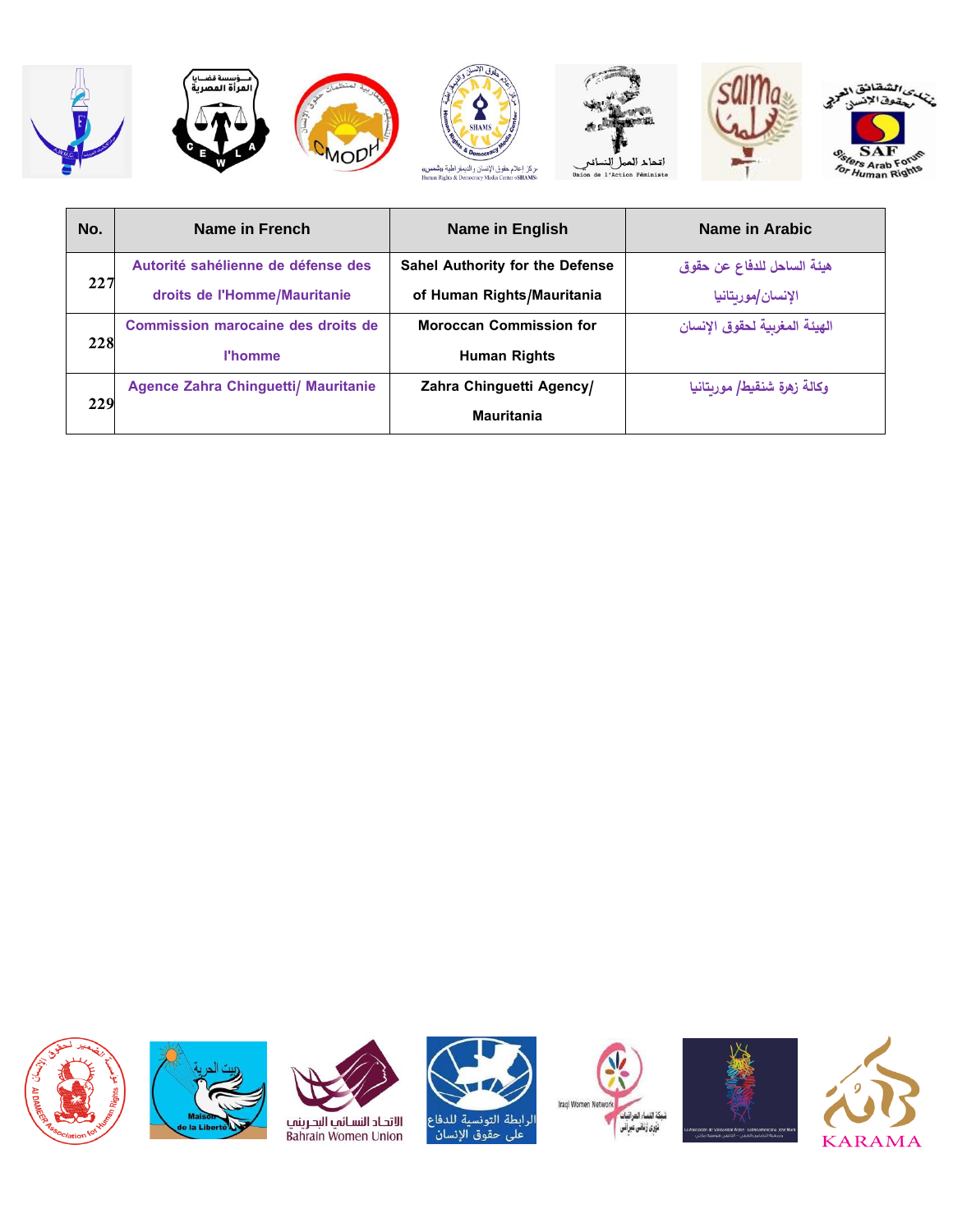| No. | Name in French | Name in English | Name in Arabic |
| --- | --- | --- | --- |
| 227 | Autorité sahélienne de défense des droits de l'Homme/Mauritanie | Sahel Authority for the Defense of Human Rights/Mauritania | هيئة الساحل للدفاع عن حقوق الإنسان/موريتانيا |
| 228 | Commission marocaine des droits de l'homme | Moroccan Commission for Human Rights | الهيئة المغربية لحقوق الإنسان |
| 229 | Agence Zahra Chinguetti/ Mauritanie | Zahra Chinguetti Agency/ Mauritania | وكالة زهرة شنقيط/ موريتانيا |